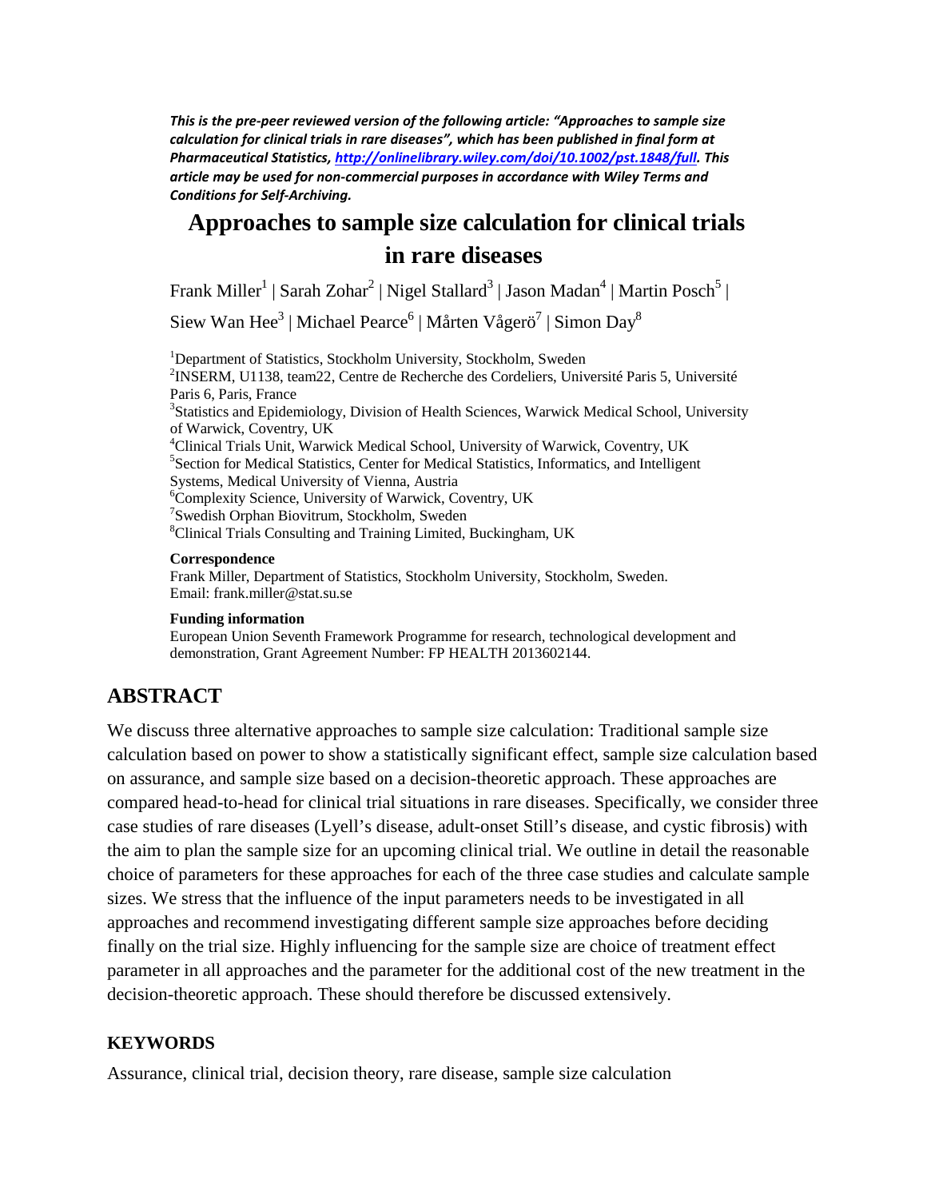***This is the pre-peer reviewed version of the following article: "Approaches to sample size calculation for clinical trials in rare diseases", which has been published in final form at Pharmaceutical Statistics, [http://onlinelibrary.wiley.com/doi/10.1002/pst.1848/full](http://onlinelibrary.wiley.com/doi/10.1002/pst.1848/full). This article may be used for non-commercial purposes in accordance with Wiley Terms and Conditions for Self-Archiving.***

# Approaches to sample size calculation for clinical trials in rare diseases

Frank Miller[1] | Sarah Zohar[2] | Nigel Stallard[3] | Jason Madan[4] | Martin Posch[5] | Siew Wan Hee[3] | Michael Pearce[6] | Mårten Vågerö[7] | Simon Day[8]

[1]Department of Statistics, Stockholm University, Stockholm, Sweden
[2]INSERM, U1138, team22, Centre de Recherche des Cordeliers, Université Paris 5, Université Paris 6, Paris, France
[3]Statistics and Epidemiology, Division of Health Sciences, Warwick Medical School, University of Warwick, Coventry, UK
[4]Clinical Trials Unit, Warwick Medical School, University of Warwick, Coventry, UK
[5]Section for Medical Statistics, Center for Medical Statistics, Informatics, and Intelligent Systems, Medical University of Vienna, Austria
[6]Complexity Science, University of Warwick, Coventry, UK
[7]Swedish Orphan Biovitrum, Stockholm, Sweden
[8]Clinical Trials Consulting and Training Limited, Buckingham, UK

**Correspondence**
Frank Miller, Department of Statistics, Stockholm University, Stockholm, Sweden.
Email: frank.miller@stat.su.se

**Funding information**
European Union Seventh Framework Programme for research, technological development and demonstration, Grant Agreement Number: FP HEALTH 2013602144.

## ABSTRACT

We discuss three alternative approaches to sample size calculation: Traditional sample size calculation based on power to show a statistically significant effect, sample size calculation based on assurance, and sample size based on a decision-theoretic approach. These approaches are compared head-to-head for clinical trial situations in rare diseases. Specifically, we consider three case studies of rare diseases (Lyell's disease, adult-onset Still's disease, and cystic fibrosis) with the aim to plan the sample size for an upcoming clinical trial. We outline in detail the reasonable choice of parameters for these approaches for each of the three case studies and calculate sample sizes. We stress that the influence of the input parameters needs to be investigated in all approaches and recommend investigating different sample size approaches before deciding finally on the trial size. Highly influencing for the sample size are choice of treatment effect parameter in all approaches and the parameter for the additional cost of the new treatment in the decision-theoretic approach. These should therefore be discussed extensively.

### KEYWORDS

Assurance, clinical trial, decision theory, rare disease, sample size calculation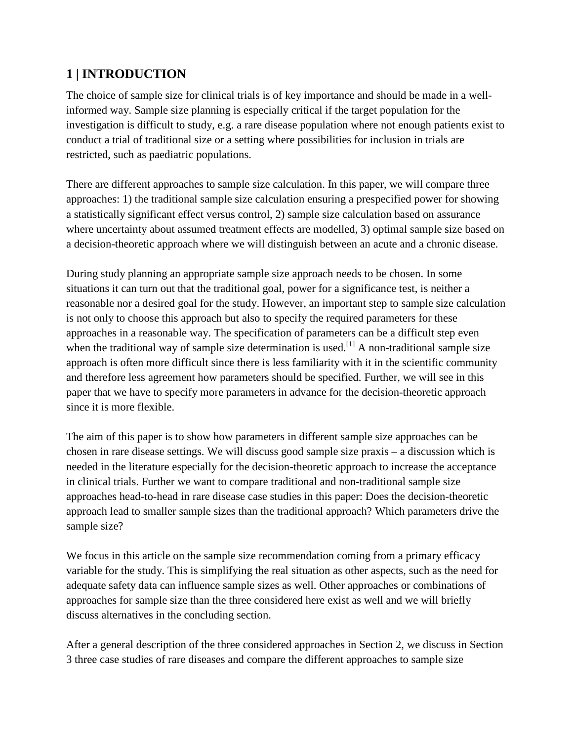## 1 | INTRODUCTION

The choice of sample size for clinical trials is of key importance and should be made in a well-informed way. Sample size planning is especially critical if the target population for the investigation is difficult to study, e.g. a rare disease population where not enough patients exist to conduct a trial of traditional size or a setting where possibilities for inclusion in trials are restricted, such as paediatric populations.

There are different approaches to sample size calculation. In this paper, we will compare three approaches: 1) the traditional sample size calculation ensuring a prespecified power for showing a statistically significant effect versus control, 2) sample size calculation based on assurance where uncertainty about assumed treatment effects are modelled, 3) optimal sample size based on a decision-theoretic approach where we will distinguish between an acute and a chronic disease.

During study planning an appropriate sample size approach needs to be chosen. In some situations it can turn out that the traditional goal, power for a significance test, is neither a reasonable nor a desired goal for the study. However, an important step to sample size calculation is not only to choose this approach but also to specify the required parameters for these approaches in a reasonable way. The specification of parameters can be a difficult step even when the traditional way of sample size determination is used.[1] A non-traditional sample size approach is often more difficult since there is less familiarity with it in the scientific community and therefore less agreement how parameters should be specified. Further, we will see in this paper that we have to specify more parameters in advance for the decision-theoretic approach since it is more flexible.

The aim of this paper is to show how parameters in different sample size approaches can be chosen in rare disease settings. We will discuss good sample size praxis – a discussion which is needed in the literature especially for the decision-theoretic approach to increase the acceptance in clinical trials. Further we want to compare traditional and non-traditional sample size approaches head-to-head in rare disease case studies in this paper: Does the decision-theoretic approach lead to smaller sample sizes than the traditional approach? Which parameters drive the sample size?

We focus in this article on the sample size recommendation coming from a primary efficacy variable for the study. This is simplifying the real situation as other aspects, such as the need for adequate safety data can influence sample sizes as well. Other approaches or combinations of approaches for sample size than the three considered here exist as well and we will briefly discuss alternatives in the concluding section.

After a general description of the three considered approaches in Section 2, we discuss in Section 3 three case studies of rare diseases and compare the different approaches to sample size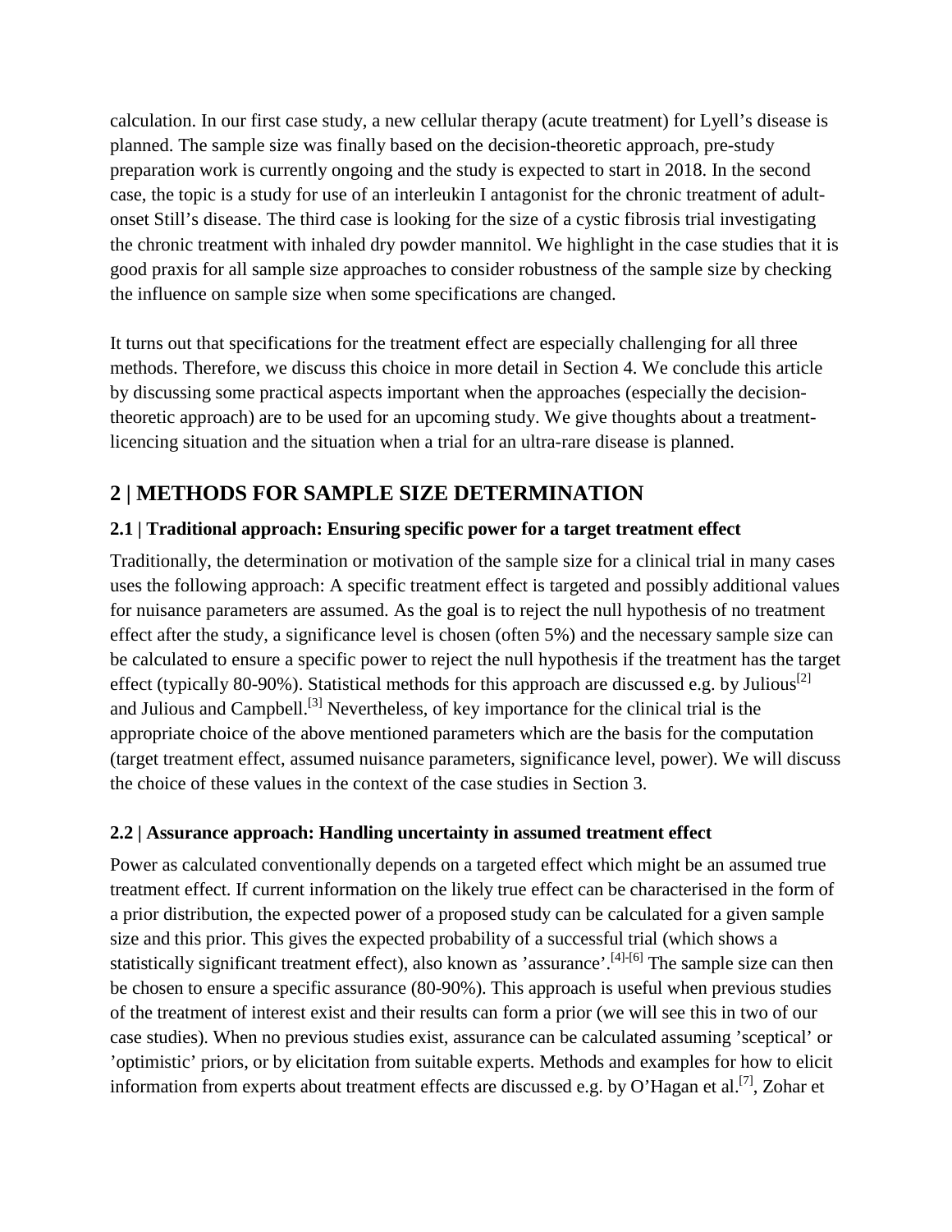calculation. In our first case study, a new cellular therapy (acute treatment) for Lyell's disease is planned. The sample size was finally based on the decision-theoretic approach, pre-study preparation work is currently ongoing and the study is expected to start in 2018. In the second case, the topic is a study for use of an interleukin I antagonist for the chronic treatment of adult-onset Still's disease. The third case is looking for the size of a cystic fibrosis trial investigating the chronic treatment with inhaled dry powder mannitol. We highlight in the case studies that it is good praxis for all sample size approaches to consider robustness of the sample size by checking the influence on sample size when some specifications are changed.

It turns out that specifications for the treatment effect are especially challenging for all three methods. Therefore, we discuss this choice in more detail in Section 4. We conclude this article by discussing some practical aspects important when the approaches (especially the decision-theoretic approach) are to be used for an upcoming study. We give thoughts about a treatment-licencing situation and the situation when a trial for an ultra-rare disease is planned.

## 2 | METHODS FOR SAMPLE SIZE DETERMINATION

### 2.1 | Traditional approach: Ensuring specific power for a target treatment effect

Traditionally, the determination or motivation of the sample size for a clinical trial in many cases uses the following approach: A specific treatment effect is targeted and possibly additional values for nuisance parameters are assumed. As the goal is to reject the null hypothesis of no treatment effect after the study, a significance level is chosen (often 5%) and the necessary sample size can be calculated to ensure a specific power to reject the null hypothesis if the treatment has the target effect (typically 80-90%). Statistical methods for this approach are discussed e.g. by Julious[2] and Julious and Campbell.[3] Nevertheless, of key importance for the clinical trial is the appropriate choice of the above mentioned parameters which are the basis for the computation (target treatment effect, assumed nuisance parameters, significance level, power). We will discuss the choice of these values in the context of the case studies in Section 3.

### 2.2 | Assurance approach: Handling uncertainty in assumed treatment effect

Power as calculated conventionally depends on a targeted effect which might be an assumed true treatment effect. If current information on the likely true effect can be characterised in the form of a prior distribution, the expected power of a proposed study can be calculated for a given sample size and this prior. This gives the expected probability of a successful trial (which shows a statistically significant treatment effect), also known as 'assurance'.[4]-[6] The sample size can then be chosen to ensure a specific assurance (80-90%). This approach is useful when previous studies of the treatment of interest exist and their results can form a prior (we will see this in two of our case studies). When no previous studies exist, assurance can be calculated assuming 'sceptical' or 'optimistic' priors, or by elicitation from suitable experts. Methods and examples for how to elicit information from experts about treatment effects are discussed e.g. by O'Hagan et al.[7], Zohar et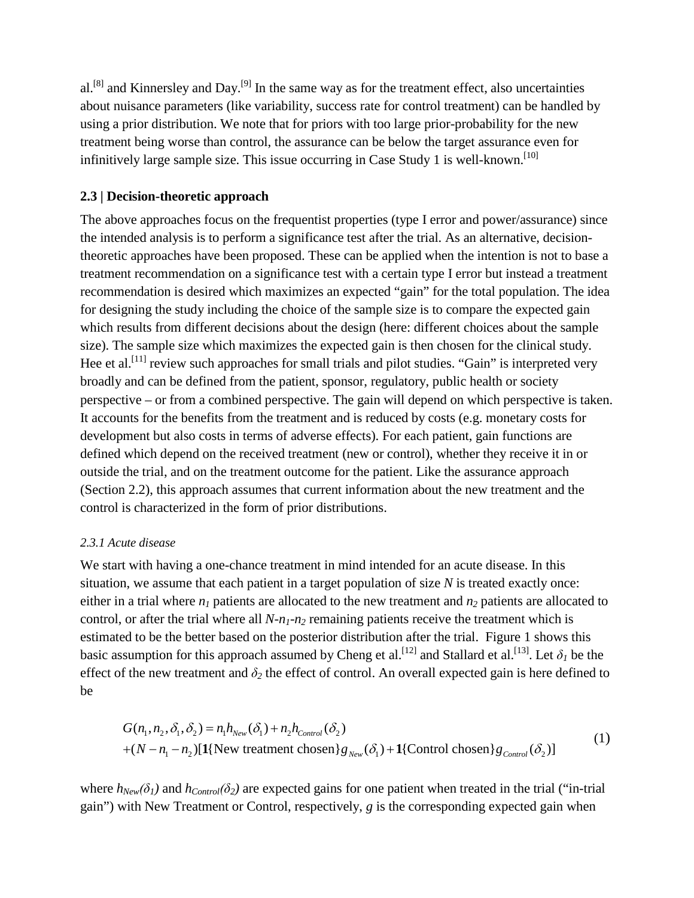al.[8] and Kinnersley and Day.[9] In the same way as for the treatment effect, also uncertainties about nuisance parameters (like variability, success rate for control treatment) can be handled by using a prior distribution. We note that for priors with too large prior-probability for the new treatment being worse than control, the assurance can be below the target assurance even for infinitively large sample size. This issue occurring in Case Study 1 is well-known.[10]

## 2.3 | Decision-theoretic approach

The above approaches focus on the frequentist properties (type I error and power/assurance) since the intended analysis is to perform a significance test after the trial. As an alternative, decision-theoretic approaches have been proposed. These can be applied when the intention is not to base a treatment recommendation on a significance test with a certain type I error but instead a treatment recommendation is desired which maximizes an expected "gain" for the total population. The idea for designing the study including the choice of the sample size is to compare the expected gain which results from different decisions about the design (here: different choices about the sample size). The sample size which maximizes the expected gain is then chosen for the clinical study. Hee et al.[11] review such approaches for small trials and pilot studies. "Gain" is interpreted very broadly and can be defined from the patient, sponsor, regulatory, public health or society perspective – or from a combined perspective. The gain will depend on which perspective is taken. It accounts for the benefits from the treatment and is reduced by costs (e.g. monetary costs for development but also costs in terms of adverse effects). For each patient, gain functions are defined which depend on the received treatment (new or control), whether they receive it in or outside the trial, and on the treatment outcome for the patient. Like the assurance approach (Section 2.2), this approach assumes that current information about the new treatment and the control is characterized in the form of prior distributions.

### *2.3.1 Acute disease*

We start with having a one-chance treatment in mind intended for an acute disease. In this situation, we assume that each patient in a target population of size $N$ is treated exactly once: either in a trial where $n_1$ patients are allocated to the new treatment and $n_2$ patients are allocated to control, or after the trial where all $N$-$n_1$-$n_2$ remaining patients receive the treatment which is estimated to be the better based on the posterior distribution after the trial. Figure 1 shows this basic assumption for this approach assumed by Cheng et al.[12] and Stallard et al.[13]. Let $\delta_1$ be the effect of the new treatment and $\delta_2$ the effect of control. An overall expected gain is here defined to be

$$
\begin{aligned}
G(n_1, n_2, \delta_1, \delta_2) &= n_1 h_{New}(\delta_1) + n_2 h_{Control}(\delta_2) \\
&+ (N - n_1 - n_2)[\mathbf{1}\{\text{New treatment chosen}\} g_{New}(\delta_1) + \mathbf{1}\{\text{Control chosen}\} g_{Control}(\delta_2)]
\end{aligned} \tag{1}
$$

where $h_{New}(\delta_1)$ and $h_{Control}(\delta_2)$ are expected gains for one patient when treated in the trial ("in-trial gain") with New Treatment or Control, respectively, $g$ is the corresponding expected gain when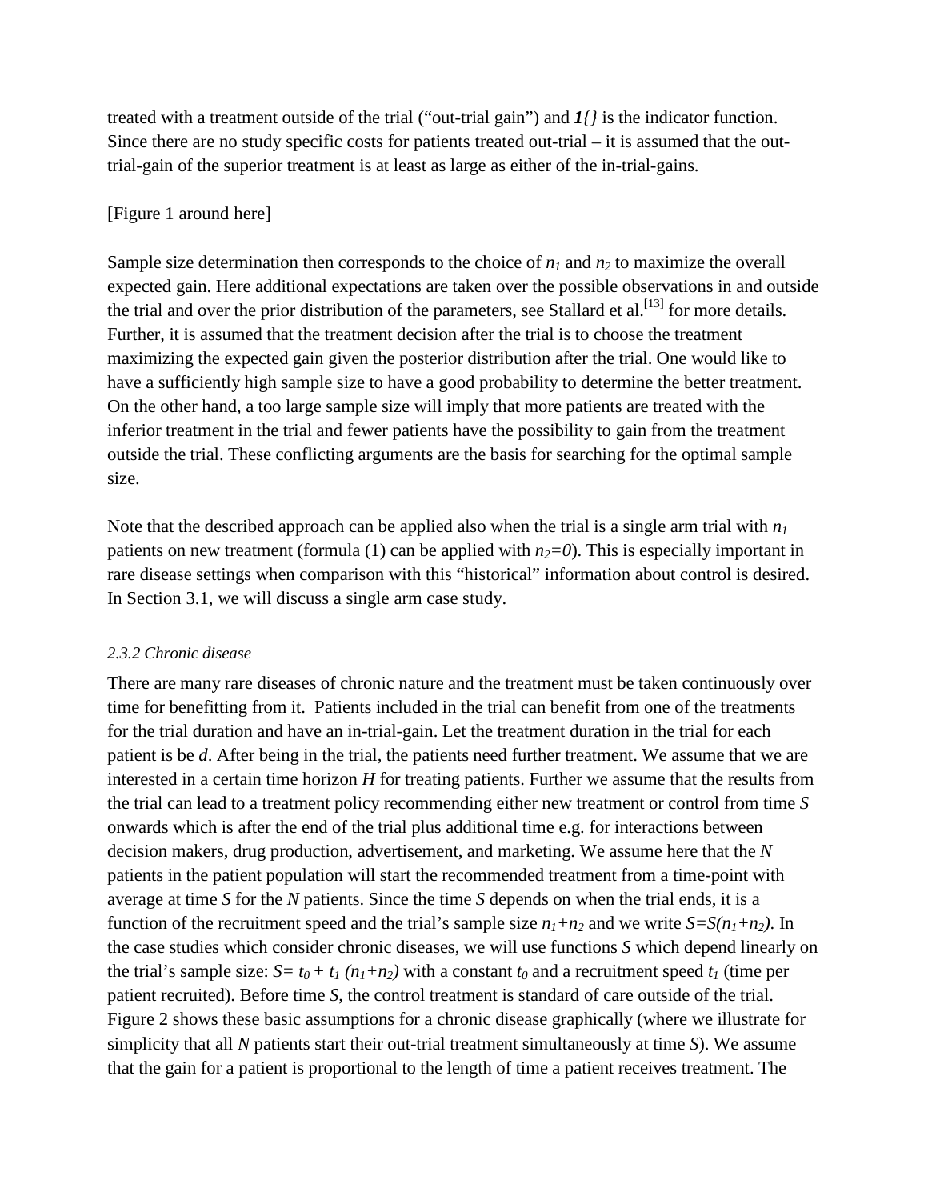treated with a treatment outside of the trial ("out-trial gain") and ***1{}*** is the indicator function. Since there are no study specific costs for patients treated out-trial – it is assumed that the out-trial-gain of the superior treatment is at least as large as either of the in-trial-gains.

[Figure 1 around here]

Sample size determination then corresponds to the choice of $n_1$ and $n_2$ to maximize the overall expected gain. Here additional expectations are taken over the possible observations in and outside the trial and over the prior distribution of the parameters, see Stallard et al.[13] for more details. Further, it is assumed that the treatment decision after the trial is to choose the treatment maximizing the expected gain given the posterior distribution after the trial. One would like to have a sufficiently high sample size to have a good probability to determine the better treatment. On the other hand, a too large sample size will imply that more patients are treated with the inferior treatment in the trial and fewer patients have the possibility to gain from the treatment outside the trial. These conflicting arguments are the basis for searching for the optimal sample size.

Note that the described approach can be applied also when the trial is a single arm trial with $n_1$ patients on new treatment (formula (1) can be applied with $n_2=0$). This is especially important in rare disease settings when comparison with this "historical" information about control is desired. In Section 3.1, we will discuss a single arm case study.

### *2.3.2 Chronic disease*

There are many rare diseases of chronic nature and the treatment must be taken continuously over time for benefitting from it. Patients included in the trial can benefit from one of the treatments for the trial duration and have an in-trial-gain. Let the treatment duration in the trial for each patient is be $d$. After being in the trial, the patients need further treatment. We assume that we are interested in a certain time horizon $H$ for treating patients. Further we assume that the results from the trial can lead to a treatment policy recommending either new treatment or control from time $S$ onwards which is after the end of the trial plus additional time e.g. for interactions between decision makers, drug production, advertisement, and marketing. We assume here that the $N$ patients in the patient population will start the recommended treatment from a time-point with average at time $S$ for the $N$ patients. Since the time $S$ depends on when the trial ends, it is a function of the recruitment speed and the trial's sample size $n_1+n_2$ and we write $S=S(n_1+n_2)$. In the case studies which consider chronic diseases, we will use functions $S$ which depend linearly on the trial's sample size: $S= t_0 + t_1 (n_1+n_2)$ with a constant $t_0$ and a recruitment speed $t_1$ (time per patient recruited). Before time $S$, the control treatment is standard of care outside of the trial. Figure 2 shows these basic assumptions for a chronic disease graphically (where we illustrate for simplicity that all $N$ patients start their out-trial treatment simultaneously at time $S$). We assume that the gain for a patient is proportional to the length of time a patient receives treatment. The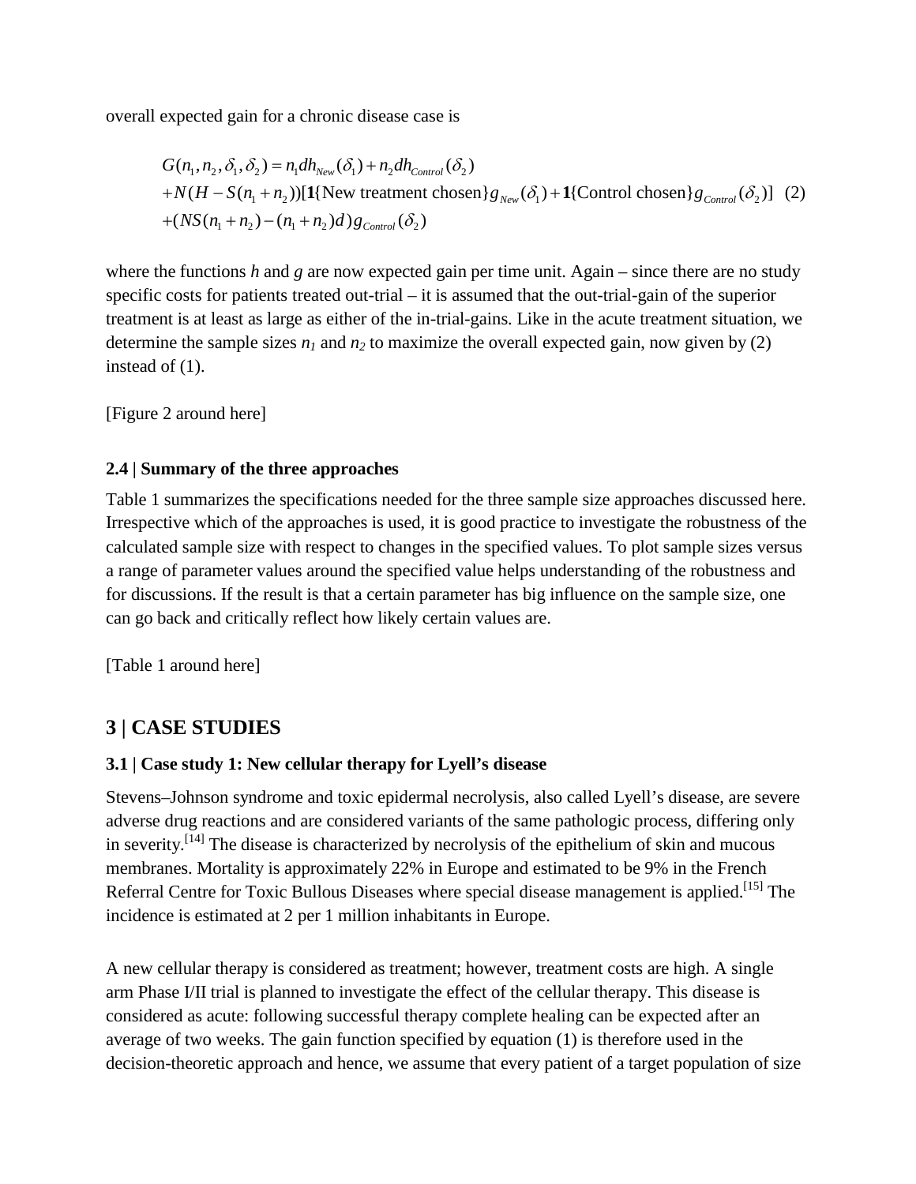overall expected gain for a chronic disease case is

$$
\begin{aligned}
G(n_1, n_2, \delta_1, \delta_2) &= n_1 d h_{New}(\delta_1) + n_2 d h_{Control}(\delta_2) \\
&+ N(H - S(n_1 + n_2))[\mathbf{1}\{\text{New treatment chosen}\} g_{New}(\delta_1) + \mathbf{1}\{\text{Control chosen}\} g_{Control}(\delta_2)] \quad (2) \\
&+ (NS(n_1 + n_2) - (n_1 + n_2)d) g_{Control}(\delta_2)
\end{aligned}
$$

where the functions *h* and *g* are now expected gain per time unit. Again – since there are no study specific costs for patients treated out-trial – it is assumed that the out-trial-gain of the superior treatment is at least as large as either of the in-trial-gains. Like in the acute treatment situation, we determine the sample sizes $n_1$ and $n_2$ to maximize the overall expected gain, now given by (2) instead of (1).

[Figure 2 around here]

### 2.4 | Summary of the three approaches

Table 1 summarizes the specifications needed for the three sample size approaches discussed here. Irrespective which of the approaches is used, it is good practice to investigate the robustness of the calculated sample size with respect to changes in the specified values. To plot sample sizes versus a range of parameter values around the specified value helps understanding of the robustness and for discussions. If the result is that a certain parameter has big influence on the sample size, one can go back and critically reflect how likely certain values are.

[Table 1 around here]

## 3 | CASE STUDIES

### 3.1 | Case study 1: New cellular therapy for Lyell's disease

Stevens–Johnson syndrome and toxic epidermal necrolysis, also called Lyell's disease, are severe adverse drug reactions and are considered variants of the same pathologic process, differing only in severity.[14] The disease is characterized by necrolysis of the epithelium of skin and mucous membranes. Mortality is approximately 22% in Europe and estimated to be 9% in the French Referral Centre for Toxic Bullous Diseases where special disease management is applied.[15] The incidence is estimated at 2 per 1 million inhabitants in Europe.

A new cellular therapy is considered as treatment; however, treatment costs are high. A single arm Phase I/II trial is planned to investigate the effect of the cellular therapy. This disease is considered as acute: following successful therapy complete healing can be expected after an average of two weeks. The gain function specified by equation (1) is therefore used in the decision-theoretic approach and hence, we assume that every patient of a target population of size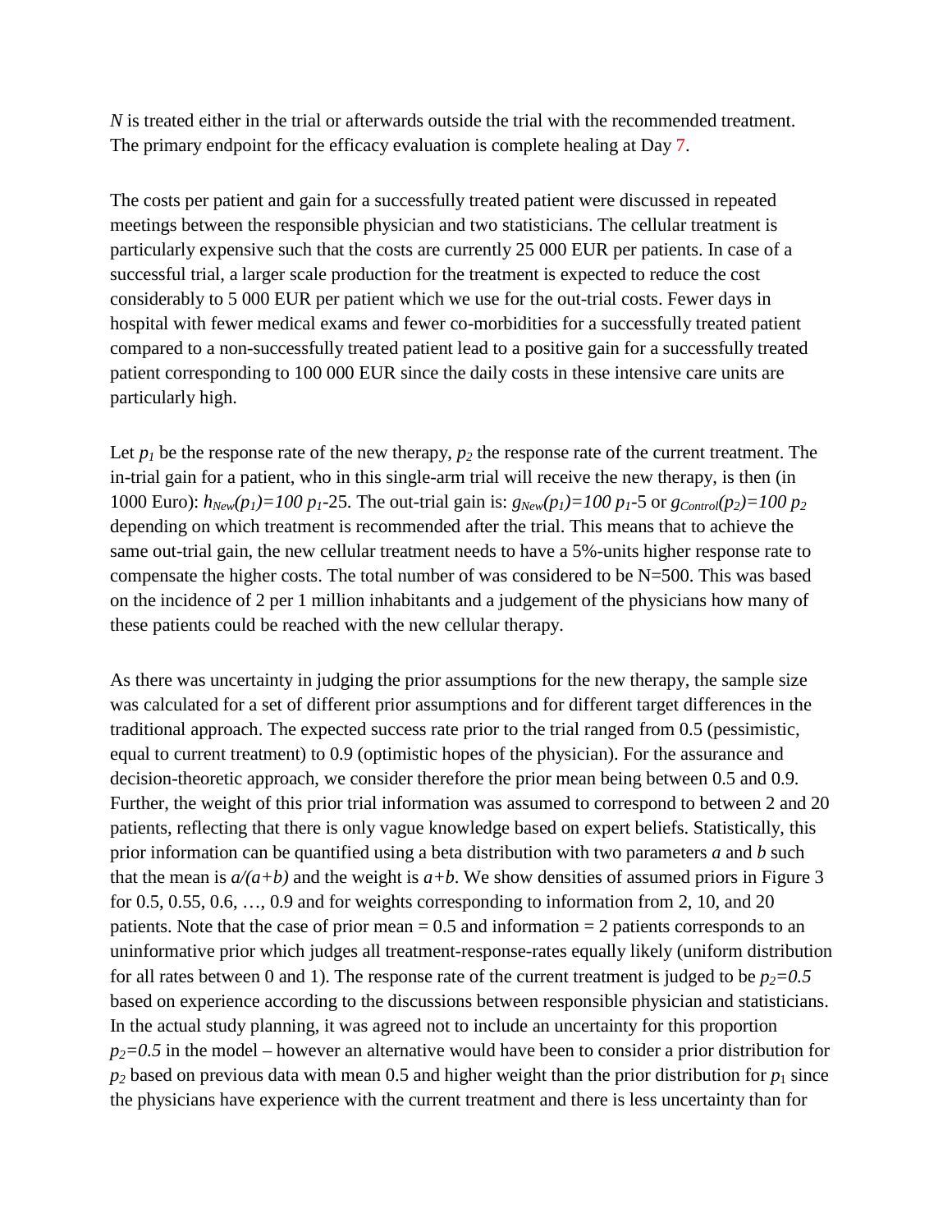$N$ is treated either in the trial or afterwards outside the trial with the recommended treatment. The primary endpoint for the efficacy evaluation is complete healing at Day 7.

The costs per patient and gain for a successfully treated patient were discussed in repeated meetings between the responsible physician and two statisticians. The cellular treatment is particularly expensive such that the costs are currently 25 000 EUR per patients. In case of a successful trial, a larger scale production for the treatment is expected to reduce the cost considerably to 5 000 EUR per patient which we use for the out-trial costs. Fewer days in hospital with fewer medical exams and fewer co-morbidities for a successfully treated patient compared to a non-successfully treated patient lead to a positive gain for a successfully treated patient corresponding to 100 000 EUR since the daily costs in these intensive care units are particularly high.

Let $p_1$ be the response rate of the new therapy, $p_2$ the response rate of the current treatment. The in-trial gain for a patient, who in this single-arm trial will receive the new therapy, is then (in 1000 Euro): $h_{New}(p_1)=100\ p_1-25$. The out-trial gain is: $g_{New}(p_1)=100\ p_1-5$ or $g_{Control}(p_2)=100\ p_2$ depending on which treatment is recommended after the trial. This means that to achieve the same out-trial gain, the new cellular treatment needs to have a 5%-units higher response rate to compensate the higher costs. The total number of was considered to be N=500. This was based on the incidence of 2 per 1 million inhabitants and a judgement of the physicians how many of these patients could be reached with the new cellular therapy.

As there was uncertainty in judging the prior assumptions for the new therapy, the sample size was calculated for a set of different prior assumptions and for different target differences in the traditional approach. The expected success rate prior to the trial ranged from 0.5 (pessimistic, equal to current treatment) to 0.9 (optimistic hopes of the physician). For the assurance and decision-theoretic approach, we consider therefore the prior mean being between 0.5 and 0.9. Further, the weight of this prior trial information was assumed to correspond to between 2 and 20 patients, reflecting that there is only vague knowledge based on expert beliefs. Statistically, this prior information can be quantified using a beta distribution with two parameters $a$ and $b$ such that the mean is $a/(a+b)$ and the weight is $a+b$. We show densities of assumed priors in Figure 3 for 0.5, 0.55, 0.6, …, 0.9 and for weights corresponding to information from 2, 10, and 20 patients. Note that the case of prior mean = 0.5 and information = 2 patients corresponds to an uninformative prior which judges all treatment-response-rates equally likely (uniform distribution for all rates between 0 and 1). The response rate of the current treatment is judged to be $p_2=0.5$ based on experience according to the discussions between responsible physician and statisticians. In the actual study planning, it was agreed not to include an uncertainty for this proportion $p_2=0.5$ in the model – however an alternative would have been to consider a prior distribution for $p_2$ based on previous data with mean 0.5 and higher weight than the prior distribution for $p_1$ since the physicians have experience with the current treatment and there is less uncertainty than for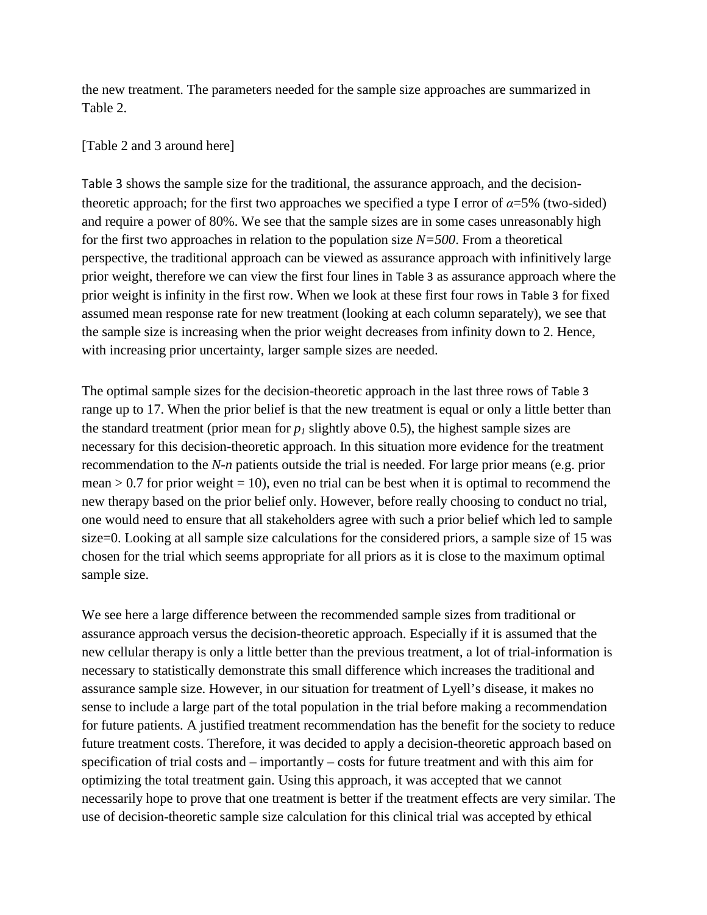the new treatment. The parameters needed for the sample size approaches are summarized in Table 2.

[Table 2 and 3 around here]

Table 3 shows the sample size for the traditional, the assurance approach, and the decision-theoretic approach; for the first two approaches we specified a type I error of $\alpha$=5% (two-sided) and require a power of 80%. We see that the sample sizes are in some cases unreasonably high for the first two approaches in relation to the population size $N=500$. From a theoretical perspective, the traditional approach can be viewed as assurance approach with infinitively large prior weight, therefore we can view the first four lines in Table 3 as assurance approach where the prior weight is infinity in the first row. When we look at these first four rows in Table 3 for fixed assumed mean response rate for new treatment (looking at each column separately), we see that the sample size is increasing when the prior weight decreases from infinity down to 2. Hence, with increasing prior uncertainty, larger sample sizes are needed.

The optimal sample sizes for the decision-theoretic approach in the last three rows of Table 3 range up to 17. When the prior belief is that the new treatment is equal or only a little better than the standard treatment (prior mean for $p_1$ slightly above 0.5), the highest sample sizes are necessary for this decision-theoretic approach. In this situation more evidence for the treatment recommendation to the $N$-$n$ patients outside the trial is needed. For large prior means (e.g. prior mean > 0.7 for prior weight = 10), even no trial can be best when it is optimal to recommend the new therapy based on the prior belief only. However, before really choosing to conduct no trial, one would need to ensure that all stakeholders agree with such a prior belief which led to sample size=0. Looking at all sample size calculations for the considered priors, a sample size of 15 was chosen for the trial which seems appropriate for all priors as it is close to the maximum optimal sample size.

We see here a large difference between the recommended sample sizes from traditional or assurance approach versus the decision-theoretic approach. Especially if it is assumed that the new cellular therapy is only a little better than the previous treatment, a lot of trial-information is necessary to statistically demonstrate this small difference which increases the traditional and assurance sample size. However, in our situation for treatment of Lyell's disease, it makes no sense to include a large part of the total population in the trial before making a recommendation for future patients. A justified treatment recommendation has the benefit for the society to reduce future treatment costs. Therefore, it was decided to apply a decision-theoretic approach based on specification of trial costs and – importantly – costs for future treatment and with this aim for optimizing the total treatment gain. Using this approach, it was accepted that we cannot necessarily hope to prove that one treatment is better if the treatment effects are very similar. The use of decision-theoretic sample size calculation for this clinical trial was accepted by ethical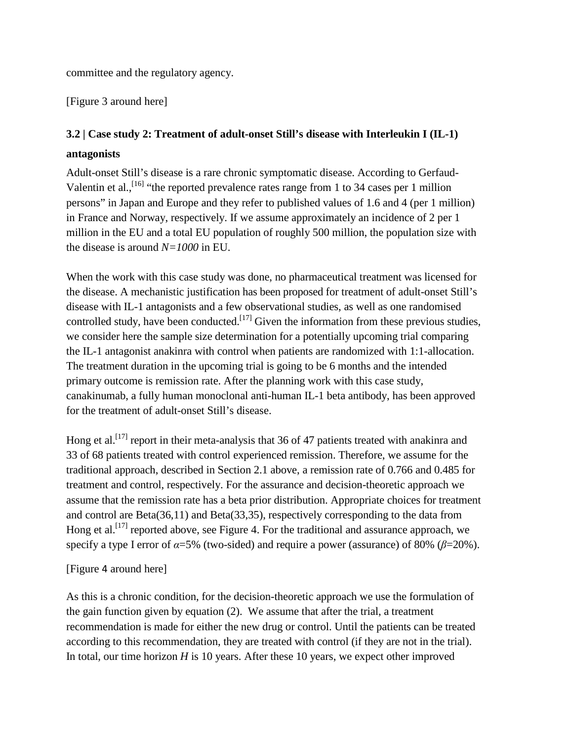committee and the regulatory agency.

[Figure 3 around here]

### 3.2 | Case study 2: Treatment of adult-onset Still's disease with Interleukin I (IL-1) antagonists

Adult-onset Still's disease is a rare chronic symptomatic disease. According to Gerfaud-Valentin et al.,[16] "the reported prevalence rates range from 1 to 34 cases per 1 million persons" in Japan and Europe and they refer to published values of 1.6 and 4 (per 1 million) in France and Norway, respectively. If we assume approximately an incidence of 2 per 1 million in the EU and a total EU population of roughly 500 million, the population size with the disease is around $N=1000$ in EU.

When the work with this case study was done, no pharmaceutical treatment was licensed for the disease. A mechanistic justification has been proposed for treatment of adult-onset Still's disease with IL-1 antagonists and a few observational studies, as well as one randomised controlled study, have been conducted.[17] Given the information from these previous studies, we consider here the sample size determination for a potentially upcoming trial comparing the IL-1 antagonist anakinra with control when patients are randomized with 1:1-allocation. The treatment duration in the upcoming trial is going to be 6 months and the intended primary outcome is remission rate. After the planning work with this case study, canakinumab, a fully human monoclonal anti-human IL-1 beta antibody, has been approved for the treatment of adult-onset Still's disease.

Hong et al.[17] report in their meta-analysis that 36 of 47 patients treated with anakinra and 33 of 68 patients treated with control experienced remission. Therefore, we assume for the traditional approach, described in Section 2.1 above, a remission rate of 0.766 and 0.485 for treatment and control, respectively. For the assurance and decision-theoretic approach we assume that the remission rate has a beta prior distribution. Appropriate choices for treatment and control are Beta(36,11) and Beta(33,35), respectively corresponding to the data from Hong et al.[17] reported above, see Figure 4. For the traditional and assurance approach, we specify a type I error of $\alpha$=5% (two-sided) and require a power (assurance) of 80% ($\beta$=20%).

[Figure 4 around here]

As this is a chronic condition, for the decision-theoretic approach we use the formulation of the gain function given by equation (2). We assume that after the trial, a treatment recommendation is made for either the new drug or control. Until the patients can be treated according to this recommendation, they are treated with control (if they are not in the trial). In total, our time horizon $H$ is 10 years. After these 10 years, we expect other improved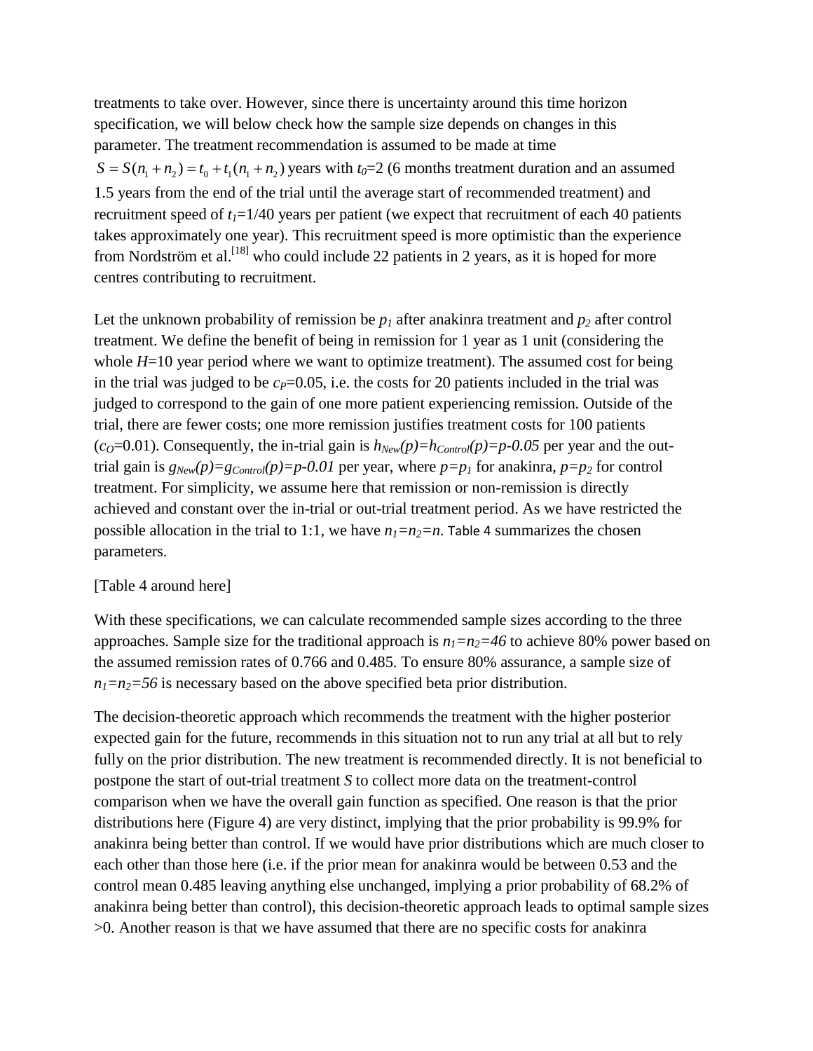treatments to take over. However, since there is uncertainty around this time horizon specification, we will below check how the sample size depends on changes in this parameter. The treatment recommendation is assumed to be made at time $S = S(n_1 + n_2) = t_0 + t_1(n_1 + n_2)$ years with $t_0$=2 (6 months treatment duration and an assumed 1.5 years from the end of the trial until the average start of recommended treatment) and recruitment speed of $t_1$=1/40 years per patient (we expect that recruitment of each 40 patients takes approximately one year). This recruitment speed is more optimistic than the experience from Nordström et al.[18] who could include 22 patients in 2 years, as it is hoped for more centres contributing to recruitment.

Let the unknown probability of remission be $p_1$ after anakinra treatment and $p_2$ after control treatment. We define the benefit of being in remission for 1 year as 1 unit (considering the whole $H$=10 year period where we want to optimize treatment). The assumed cost for being in the trial was judged to be $c_P$=0.05, i.e. the costs for 20 patients included in the trial was judged to correspond to the gain of one more patient experiencing remission. Outside of the trial, there are fewer costs; one more remission justifies treatment costs for 100 patients ($c_O$=0.01). Consequently, the in-trial gain is $h_{New}(p)=h_{Control}(p)=p-0.05$ per year and the out-trial gain is $g_{New}(p)=g_{Control}(p)=p-0.01$ per year, where $p=p_1$ for anakinra, $p=p_2$ for control treatment. For simplicity, we assume here that remission or non-remission is directly achieved and constant over the in-trial or out-trial treatment period. As we have restricted the possible allocation in the trial to 1:1, we have $n_1=n_2=n$. Table 4 summarizes the chosen parameters.

[Table 4 around here]

With these specifications, we can calculate recommended sample sizes according to the three approaches. Sample size for the traditional approach is $n_1=n_2=46$ to achieve 80% power based on the assumed remission rates of 0.766 and 0.485. To ensure 80% assurance, a sample size of $n_1=n_2=56$ is necessary based on the above specified beta prior distribution.

The decision-theoretic approach which recommends the treatment with the higher posterior expected gain for the future, recommends in this situation not to run any trial at all but to rely fully on the prior distribution. The new treatment is recommended directly. It is not beneficial to postpone the start of out-trial treatment $S$ to collect more data on the treatment-control comparison when we have the overall gain function as specified. One reason is that the prior distributions here (Figure 4) are very distinct, implying that the prior probability is 99.9% for anakinra being better than control. If we would have prior distributions which are much closer to each other than those here (i.e. if the prior mean for anakinra would be between 0.53 and the control mean 0.485 leaving anything else unchanged, implying a prior probability of 68.2% of anakinra being better than control), this decision-theoretic approach leads to optimal sample sizes >0. Another reason is that we have assumed that there are no specific costs for anakinra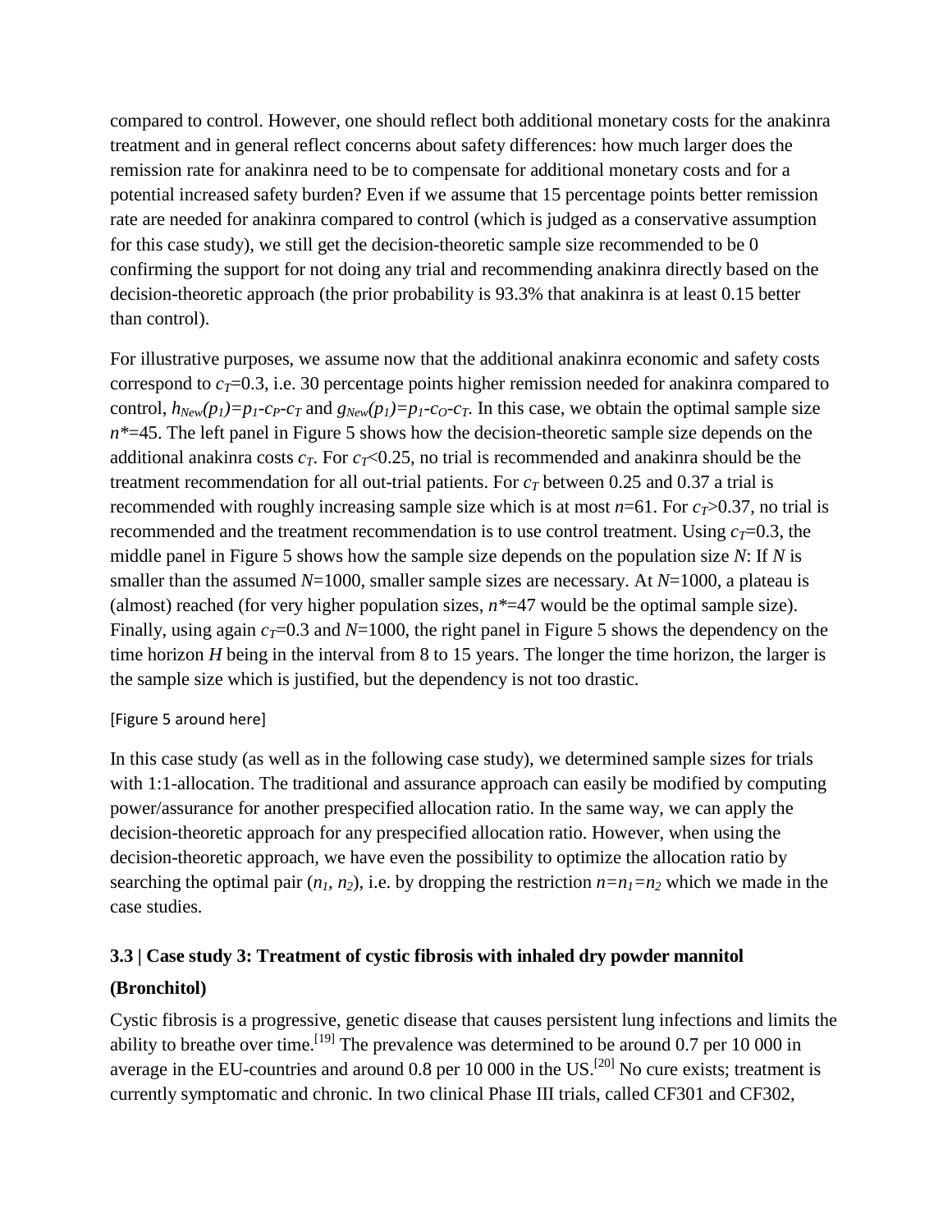compared to control. However, one should reflect both additional monetary costs for the anakinra treatment and in general reflect concerns about safety differences: how much larger does the remission rate for anakinra need to be to compensate for additional monetary costs and for a potential increased safety burden? Even if we assume that 15 percentage points better remission rate are needed for anakinra compared to control (which is judged as a conservative assumption for this case study), we still get the decision-theoretic sample size recommended to be 0 confirming the support for not doing any trial and recommending anakinra directly based on the decision-theoretic approach (the prior probability is 93.3% that anakinra is at least 0.15 better than control).

For illustrative purposes, we assume now that the additional anakinra economic and safety costs correspond to $c_T$=0.3, i.e. 30 percentage points higher remission needed for anakinra compared to control, $h_{New}(p_1)=p_1-c_P-c_T$ and $g_{New}(p_1)=p_1-c_O-c_T$. In this case, we obtain the optimal sample size $n^*$=45. The left panel in Figure 5 shows how the decision-theoretic sample size depends on the additional anakinra costs $c_T$. For $c_T$<0.25, no trial is recommended and anakinra should be the treatment recommendation for all out-trial patients. For $c_T$ between 0.25 and 0.37 a trial is recommended with roughly increasing sample size which is at most $n$=61. For $c_T$>0.37, no trial is recommended and the treatment recommendation is to use control treatment. Using $c_T$=0.3, the middle panel in Figure 5 shows how the sample size depends on the population size $N$: If $N$ is smaller than the assumed $N$=1000, smaller sample sizes are necessary. At $N$=1000, a plateau is (almost) reached (for very higher population sizes, $n^*$=47 would be the optimal sample size). Finally, using again $c_T$=0.3 and $N$=1000, the right panel in Figure 5 shows the dependency on the time horizon $H$ being in the interval from 8 to 15 years. The longer the time horizon, the larger is the sample size which is justified, but the dependency is not too drastic.

[Figure 5 around here]

In this case study (as well as in the following case study), we determined sample sizes for trials with 1:1-allocation. The traditional and assurance approach can easily be modified by computing power/assurance for another prespecified allocation ratio. In the same way, we can apply the decision-theoretic approach for any prespecified allocation ratio. However, when using the decision-theoretic approach, we have even the possibility to optimize the allocation ratio by searching the optimal pair ($n_1$, $n_2$), i.e. by dropping the restriction $n=n_1=n_2$ which we made in the case studies.

### 3.3 | Case study 3: Treatment of cystic fibrosis with inhaled dry powder mannitol (Bronchitol)

Cystic fibrosis is a progressive, genetic disease that causes persistent lung infections and limits the ability to breathe over time.[19] The prevalence was determined to be around 0.7 per 10 000 in average in the EU-countries and around 0.8 per 10 000 in the US.[20] No cure exists; treatment is currently symptomatic and chronic. In two clinical Phase III trials, called CF301 and CF302,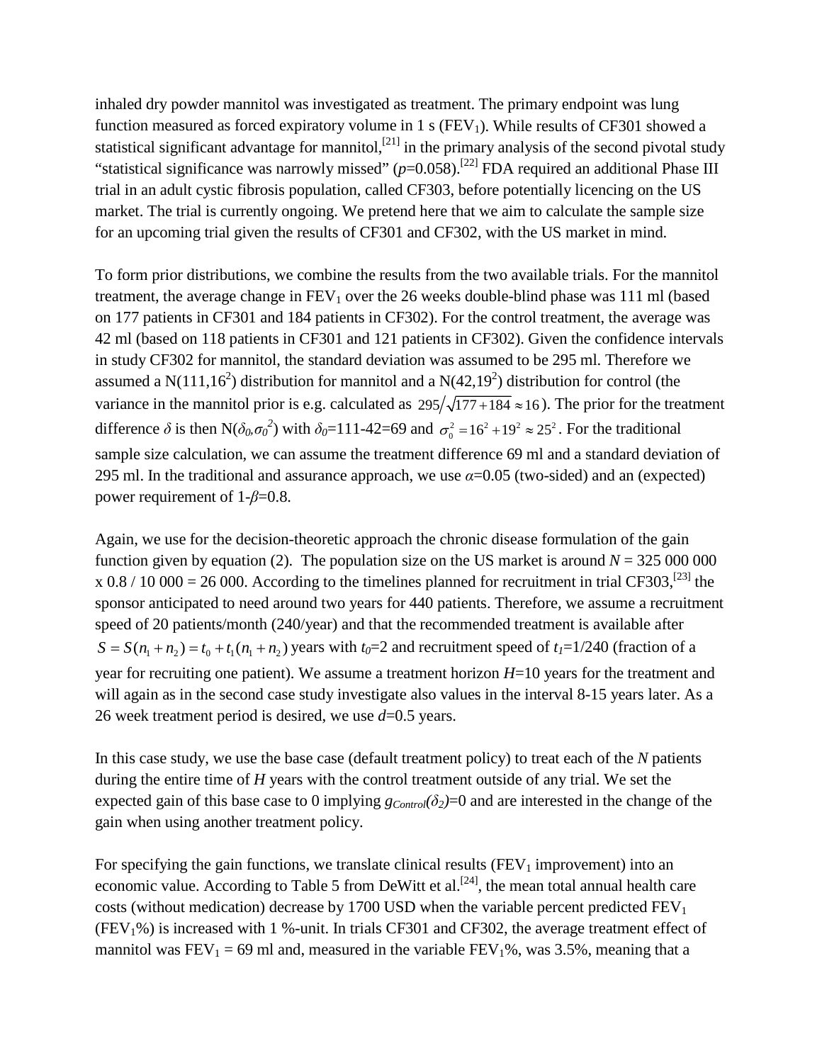inhaled dry powder mannitol was investigated as treatment. The primary endpoint was lung function measured as forced expiratory volume in 1 s ($FEV_1$). While results of CF301 showed a statistical significant advantage for mannitol,[21] in the primary analysis of the second pivotal study "statistical significance was narrowly missed" ($p$=0.058).[22] FDA required an additional Phase III trial in an adult cystic fibrosis population, called CF303, before potentially licencing on the US market. The trial is currently ongoing. We pretend here that we aim to calculate the sample size for an upcoming trial given the results of CF301 and CF302, with the US market in mind.

To form prior distributions, we combine the results from the two available trials. For the mannitol treatment, the average change in $FEV_1$ over the 26 weeks double-blind phase was 111 ml (based on 177 patients in CF301 and 184 patients in CF302). For the control treatment, the average was 42 ml (based on 118 patients in CF301 and 121 patients in CF302). Given the confidence intervals in study CF302 for mannitol, the standard deviation was assumed to be 295 ml. Therefore we assumed a $N(111,16^2)$ distribution for mannitol and a $N(42,19^2)$ distribution for control (the variance in the mannitol prior is e.g. calculated as $295/\sqrt{177+184} \approx 16$). The prior for the treatment difference $\delta$ is then $N(\delta_0,\sigma_0^2)$ with $\delta_0$=111-42=69 and $\sigma_0^2 = 16^2 + 19^2 \approx 25^2$. For the traditional sample size calculation, we can assume the treatment difference 69 ml and a standard deviation of 295 ml. In the traditional and assurance approach, we use $\alpha$=0.05 (two-sided) and an (expected) power requirement of 1-$\beta$=0.8.

Again, we use for the decision-theoretic approach the chronic disease formulation of the gain function given by equation (2). The population size on the US market is around $N$ = 325 000 000 x 0.8 / 10 000 = 26 000. According to the timelines planned for recruitment in trial CF303,[23] the sponsor anticipated to need around two years for 440 patients. Therefore, we assume a recruitment speed of 20 patients/month (240/year) and that the recommended treatment is available after $S = S(n_1 + n_2) = t_0 + t_1(n_1 + n_2)$ years with $t_0$=2 and recruitment speed of $t_1$=1/240 (fraction of a year for recruiting one patient). We assume a treatment horizon $H$=10 years for the treatment and will again as in the second case study investigate also values in the interval 8-15 years later. As a 26 week treatment period is desired, we use $d$=0.5 years.

In this case study, we use the base case (default treatment policy) to treat each of the $N$ patients during the entire time of $H$ years with the control treatment outside of any trial. We set the expected gain of this base case to 0 implying $g_{Control}(\delta_2)$=0 and are interested in the change of the gain when using another treatment policy.

For specifying the gain functions, we translate clinical results ($FEV_1$ improvement) into an economic value. According to Table 5 from DeWitt et al.[24], the mean total annual health care costs (without medication) decrease by 1700 USD when the variable percent predicted $FEV_1$ ($FEV_1$%) is increased with 1 %-unit. In trials CF301 and CF302, the average treatment effect of mannitol was $FEV_1$ = 69 ml and, measured in the variable $FEV_1$%, was 3.5%, meaning that a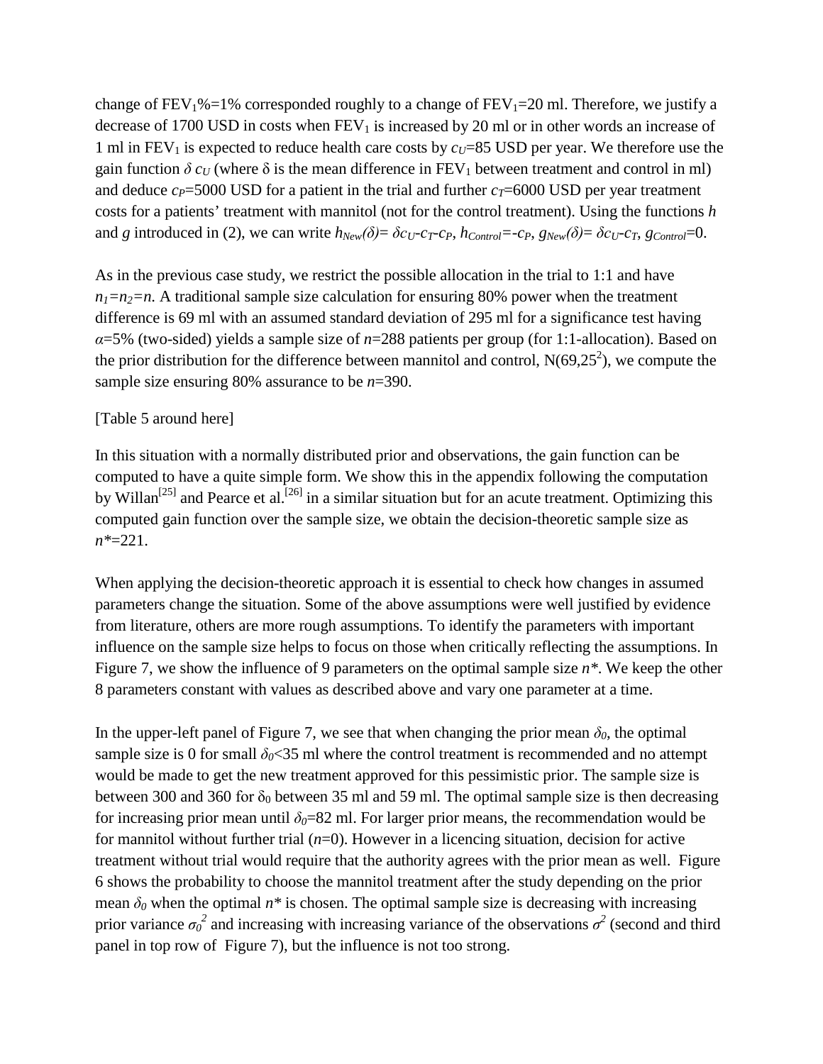change of $FEV_1\%=1\%$ corresponded roughly to a change of $FEV_1=20$ ml. Therefore, we justify a decrease of 1700 USD in costs when $FEV_1$ is increased by 20 ml or in other words an increase of 1 ml in $FEV_1$ is expected to reduce health care costs by $c_U=85$ USD per year. We therefore use the gain function $\delta\, c_U$ (where $\delta$ is the mean difference in $FEV_1$ between treatment and control in ml) and deduce $c_P=5000$ USD for a patient in the trial and further $c_T=6000$ USD per year treatment costs for a patients' treatment with mannitol (not for the control treatment). Using the functions $h$ and $g$ introduced in (2), we can write $h_{New}(\delta)=\delta c_U-c_T-c_P$, $h_{Control}=-c_P$, $g_{New}(\delta)=\delta c_U-c_T$, $g_{Control}=0$.

As in the previous case study, we restrict the possible allocation in the trial to 1:1 and have $n_1=n_2=n$. A traditional sample size calculation for ensuring 80% power when the treatment difference is 69 ml with an assumed standard deviation of 295 ml for a significance test having $\alpha=5\%$ (two-sided) yields a sample size of $n=288$ patients per group (for 1:1-allocation). Based on the prior distribution for the difference between mannitol and control, $N(69,25^2)$, we compute the sample size ensuring 80% assurance to be $n=390$.

[Table 5 around here]

In this situation with a normally distributed prior and observations, the gain function can be computed to have a quite simple form. We show this in the appendix following the computation by Willan[25] and Pearce et al.[26] in a similar situation but for an acute treatment. Optimizing this computed gain function over the sample size, we obtain the decision-theoretic sample size as $n^*=221$.

When applying the decision-theoretic approach it is essential to check how changes in assumed parameters change the situation. Some of the above assumptions were well justified by evidence from literature, others are more rough assumptions. To identify the parameters with important influence on the sample size helps to focus on those when critically reflecting the assumptions. In Figure 7, we show the influence of 9 parameters on the optimal sample size $n^*$. We keep the other 8 parameters constant with values as described above and vary one parameter at a time.

In the upper-left panel of Figure 7, we see that when changing the prior mean $\delta_0$, the optimal sample size is 0 for small $\delta_0<35$ ml where the control treatment is recommended and no attempt would be made to get the new treatment approved for this pessimistic prior. The sample size is between 300 and 360 for $\delta_0$ between 35 ml and 59 ml. The optimal sample size is then decreasing for increasing prior mean until $\delta_0=82$ ml. For larger prior means, the recommendation would be for mannitol without further trial ($n=0$). However in a licencing situation, decision for active treatment without trial would require that the authority agrees with the prior mean as well. Figure 6 shows the probability to choose the mannitol treatment after the study depending on the prior mean $\delta_0$ when the optimal $n^*$ is chosen. The optimal sample size is decreasing with increasing prior variance $\sigma_0^2$ and increasing with increasing variance of the observations $\sigma^2$ (second and third panel in top row of Figure 7), but the influence is not too strong.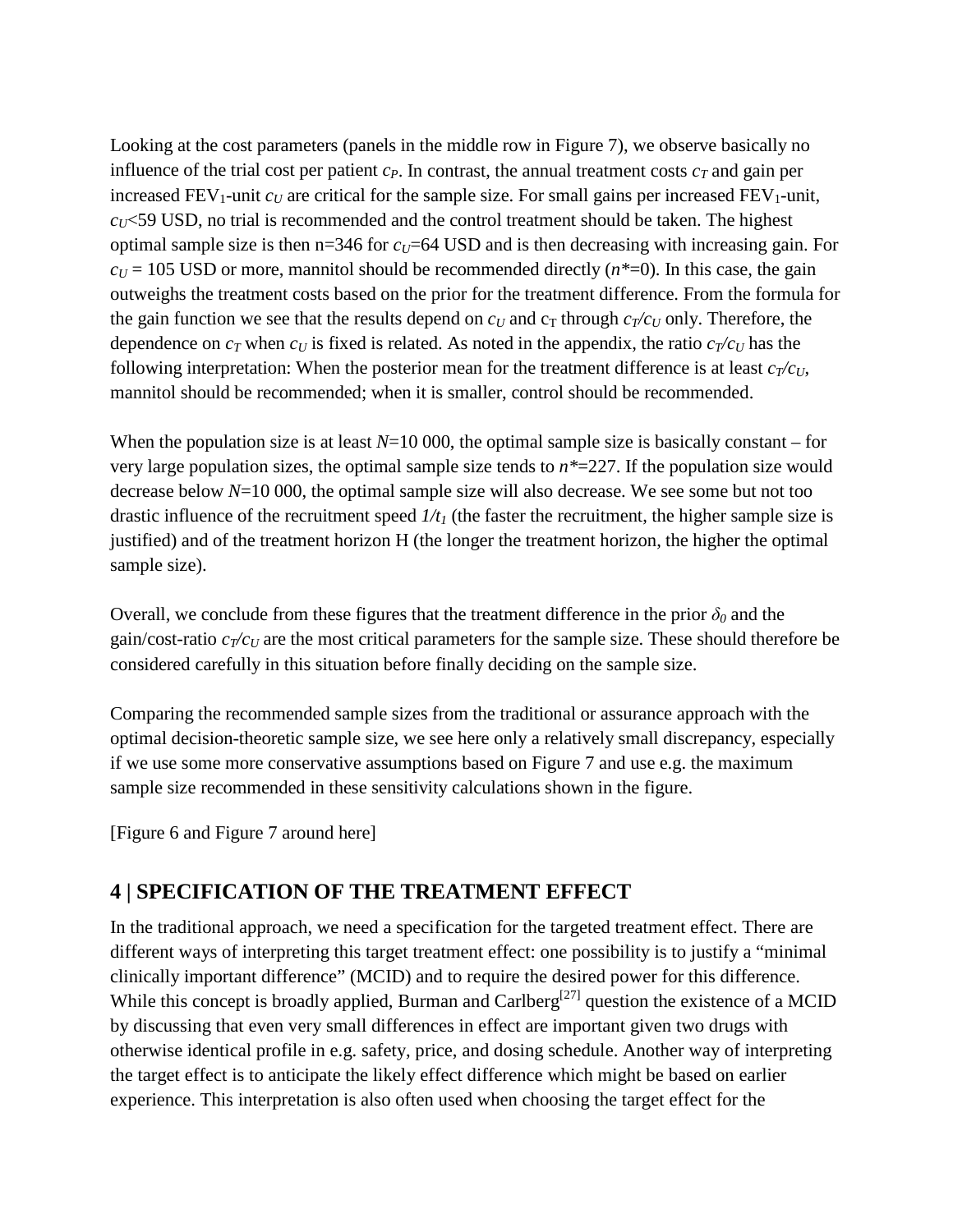Looking at the cost parameters (panels in the middle row in Figure 7), we observe basically no influence of the trial cost per patient $c_P$. In contrast, the annual treatment costs $c_T$ and gain per increased $FEV_1$-unit $c_U$ are critical for the sample size. For small gains per increased $FEV_1$-unit, $c_U$<59 USD, no trial is recommended and the control treatment should be taken. The highest optimal sample size is then n=346 for $c_U$=64 USD and is then decreasing with increasing gain. For $c_U$ = 105 USD or more, mannitol should be recommended directly ($n^*$=0). In this case, the gain outweighs the treatment costs based on the prior for the treatment difference. From the formula for the gain function we see that the results depend on $c_U$ and $c_T$ through $c_T/c_U$ only. Therefore, the dependence on $c_T$ when $c_U$ is fixed is related. As noted in the appendix, the ratio $c_T/c_U$ has the following interpretation: When the posterior mean for the treatment difference is at least $c_T/c_U$, mannitol should be recommended; when it is smaller, control should be recommended.

When the population size is at least $N$=10 000, the optimal sample size is basically constant – for very large population sizes, the optimal sample size tends to $n^*$=227. If the population size would decrease below $N$=10 000, the optimal sample size will also decrease. We see some but not too drastic influence of the recruitment speed $1/t_1$ (the faster the recruitment, the higher sample size is justified) and of the treatment horizon H (the longer the treatment horizon, the higher the optimal sample size).

Overall, we conclude from these figures that the treatment difference in the prior $\delta_0$ and the gain/cost-ratio $c_T/c_U$ are the most critical parameters for the sample size. These should therefore be considered carefully in this situation before finally deciding on the sample size.

Comparing the recommended sample sizes from the traditional or assurance approach with the optimal decision-theoretic sample size, we see here only a relatively small discrepancy, especially if we use some more conservative assumptions based on Figure 7 and use e.g. the maximum sample size recommended in these sensitivity calculations shown in the figure.

[Figure 6 and Figure 7 around here]

## 4 | SPECIFICATION OF THE TREATMENT EFFECT

In the traditional approach, we need a specification for the targeted treatment effect. There are different ways of interpreting this target treatment effect: one possibility is to justify a “minimal clinically important difference” (MCID) and to require the desired power for this difference. While this concept is broadly applied, Burman and Carlberg[27] question the existence of a MCID by discussing that even very small differences in effect are important given two drugs with otherwise identical profile in e.g. safety, price, and dosing schedule. Another way of interpreting the target effect is to anticipate the likely effect difference which might be based on earlier experience. This interpretation is also often used when choosing the target effect for the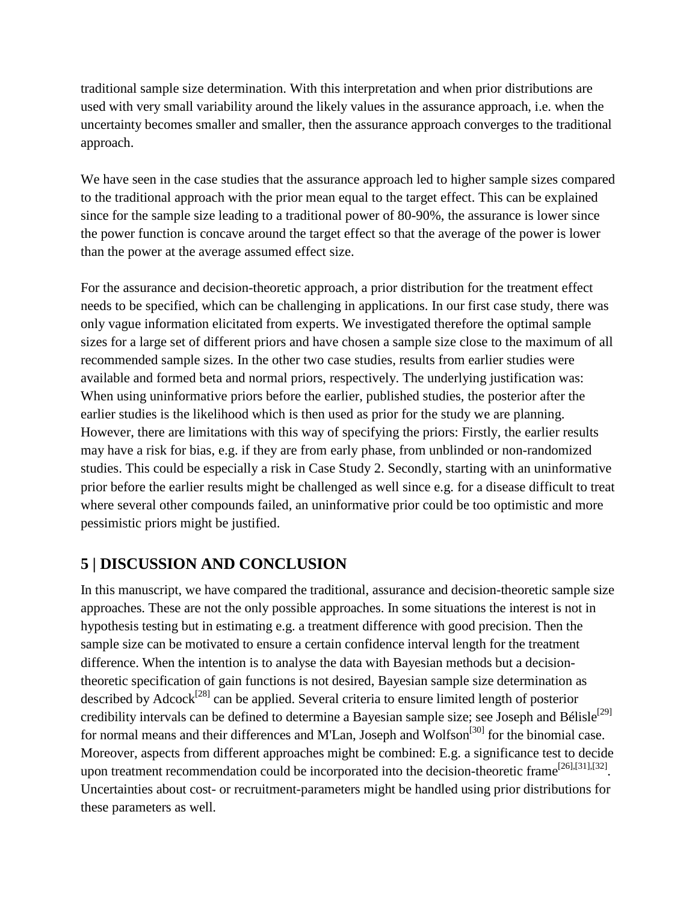traditional sample size determination. With this interpretation and when prior distributions are used with very small variability around the likely values in the assurance approach, i.e. when the uncertainty becomes smaller and smaller, then the assurance approach converges to the traditional approach.

We have seen in the case studies that the assurance approach led to higher sample sizes compared to the traditional approach with the prior mean equal to the target effect. This can be explained since for the sample size leading to a traditional power of 80-90%, the assurance is lower since the power function is concave around the target effect so that the average of the power is lower than the power at the average assumed effect size.

For the assurance and decision-theoretic approach, a prior distribution for the treatment effect needs to be specified, which can be challenging in applications. In our first case study, there was only vague information elicitated from experts. We investigated therefore the optimal sample sizes for a large set of different priors and have chosen a sample size close to the maximum of all recommended sample sizes. In the other two case studies, results from earlier studies were available and formed beta and normal priors, respectively. The underlying justification was: When using uninformative priors before the earlier, published studies, the posterior after the earlier studies is the likelihood which is then used as prior for the study we are planning. However, there are limitations with this way of specifying the priors: Firstly, the earlier results may have a risk for bias, e.g. if they are from early phase, from unblinded or non-randomized studies. This could be especially a risk in Case Study 2. Secondly, starting with an uninformative prior before the earlier results might be challenged as well since e.g. for a disease difficult to treat where several other compounds failed, an uninformative prior could be too optimistic and more pessimistic priors might be justified.

## 5 | DISCUSSION AND CONCLUSION

In this manuscript, we have compared the traditional, assurance and decision-theoretic sample size approaches. These are not the only possible approaches. In some situations the interest is not in hypothesis testing but in estimating e.g. a treatment difference with good precision. Then the sample size can be motivated to ensure a certain confidence interval length for the treatment difference. When the intention is to analyse the data with Bayesian methods but a decision-theoretic specification of gain functions is not desired, Bayesian sample size determination as described by Adcock[28] can be applied. Several criteria to ensure limited length of posterior credibility intervals can be defined to determine a Bayesian sample size; see Joseph and Bélisle[29] for normal means and their differences and M'Lan, Joseph and Wolfson[30] for the binomial case. Moreover, aspects from different approaches might be combined: E.g. a significance test to decide upon treatment recommendation could be incorporated into the decision-theoretic frame[26],[31],[32]. Uncertainties about cost- or recruitment-parameters might be handled using prior distributions for these parameters as well.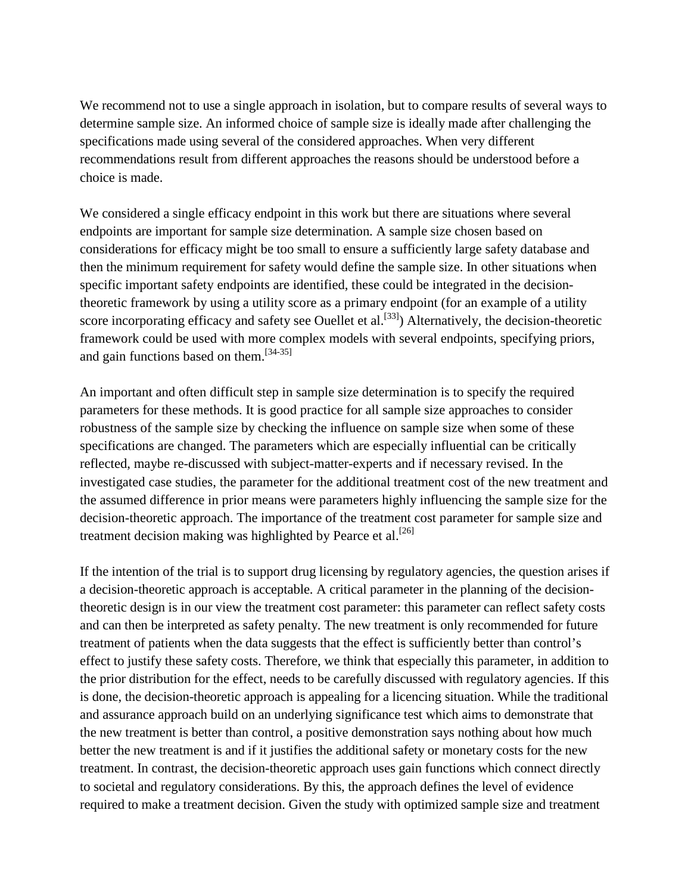We recommend not to use a single approach in isolation, but to compare results of several ways to determine sample size. An informed choice of sample size is ideally made after challenging the specifications made using several of the considered approaches. When very different recommendations result from different approaches the reasons should be understood before a choice is made.

We considered a single efficacy endpoint in this work but there are situations where several endpoints are important for sample size determination. A sample size chosen based on considerations for efficacy might be too small to ensure a sufficiently large safety database and then the minimum requirement for safety would define the sample size. In other situations when specific important safety endpoints are identified, these could be integrated in the decision-theoretic framework by using a utility score as a primary endpoint (for an example of a utility score incorporating efficacy and safety see Ouellet et al.[33]) Alternatively, the decision-theoretic framework could be used with more complex models with several endpoints, specifying priors, and gain functions based on them.[34-35]

An important and often difficult step in sample size determination is to specify the required parameters for these methods. It is good practice for all sample size approaches to consider robustness of the sample size by checking the influence on sample size when some of these specifications are changed. The parameters which are especially influential can be critically reflected, maybe re-discussed with subject-matter-experts and if necessary revised. In the investigated case studies, the parameter for the additional treatment cost of the new treatment and the assumed difference in prior means were parameters highly influencing the sample size for the decision-theoretic approach. The importance of the treatment cost parameter for sample size and treatment decision making was highlighted by Pearce et al.[26]

If the intention of the trial is to support drug licensing by regulatory agencies, the question arises if a decision-theoretic approach is acceptable. A critical parameter in the planning of the decision-theoretic design is in our view the treatment cost parameter: this parameter can reflect safety costs and can then be interpreted as safety penalty. The new treatment is only recommended for future treatment of patients when the data suggests that the effect is sufficiently better than control's effect to justify these safety costs. Therefore, we think that especially this parameter, in addition to the prior distribution for the effect, needs to be carefully discussed with regulatory agencies. If this is done, the decision-theoretic approach is appealing for a licencing situation. While the traditional and assurance approach build on an underlying significance test which aims to demonstrate that the new treatment is better than control, a positive demonstration says nothing about how much better the new treatment is and if it justifies the additional safety or monetary costs for the new treatment. In contrast, the decision-theoretic approach uses gain functions which connect directly to societal and regulatory considerations. By this, the approach defines the level of evidence required to make a treatment decision. Given the study with optimized sample size and treatment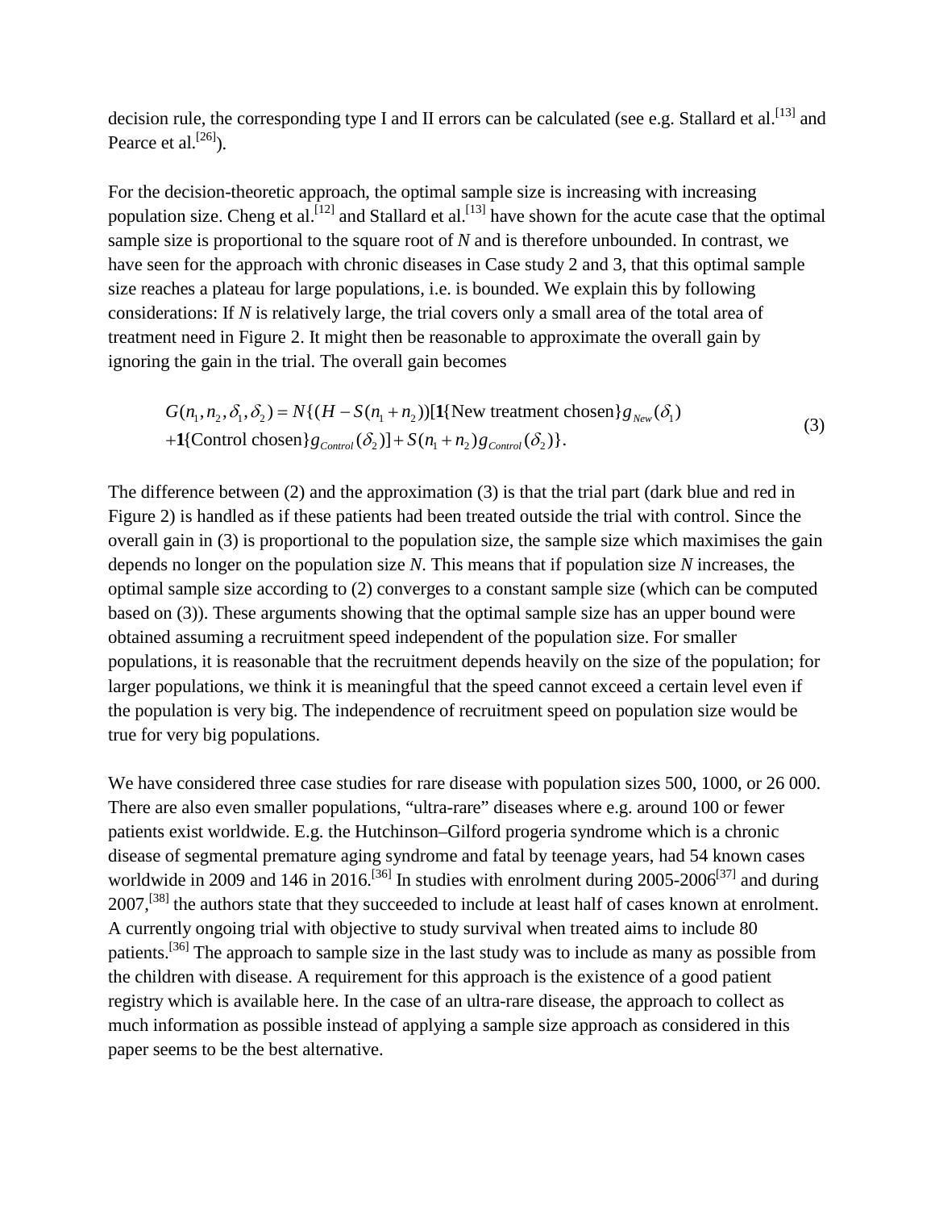decision rule, the corresponding type I and II errors can be calculated (see e.g. Stallard et al.[13] and Pearce et al.[26]).

For the decision-theoretic approach, the optimal sample size is increasing with increasing population size. Cheng et al.[12] and Stallard et al.[13] have shown for the acute case that the optimal sample size is proportional to the square root of $N$ and is therefore unbounded. In contrast, we have seen for the approach with chronic diseases in Case study 2 and 3, that this optimal sample size reaches a plateau for large populations, i.e. is bounded. We explain this by following considerations: If $N$ is relatively large, the trial covers only a small area of the total area of treatment need in Figure 2. It might then be reasonable to approximate the overall gain by ignoring the gain in the trial. The overall gain becomes

$$
\begin{aligned}
G(n_1, n_2, \delta_1, \delta_2) = N\{(H - S(n_1 + n_2))[\mathbf{1}\{\text{New treatment chosen}\}g_{New}(\delta_1) \\
+\mathbf{1}\{\text{Control chosen}\}g_{Control}(\delta_2)] + S(n_1 + n_2)g_{Control}(\delta_2)\}.
\end{aligned}
\tag{3}
$$

The difference between (2) and the approximation (3) is that the trial part (dark blue and red in Figure 2) is handled as if these patients had been treated outside the trial with control. Since the overall gain in (3) is proportional to the population size, the sample size which maximises the gain depends no longer on the population size $N$. This means that if population size $N$ increases, the optimal sample size according to (2) converges to a constant sample size (which can be computed based on (3)). These arguments showing that the optimal sample size has an upper bound were obtained assuming a recruitment speed independent of the population size. For smaller populations, it is reasonable that the recruitment depends heavily on the size of the population; for larger populations, we think it is meaningful that the speed cannot exceed a certain level even if the population is very big. The independence of recruitment speed on population size would be true for very big populations.

We have considered three case studies for rare disease with population sizes 500, 1000, or 26 000. There are also even smaller populations, "ultra-rare" diseases where e.g. around 100 or fewer patients exist worldwide. E.g. the Hutchinson–Gilford progeria syndrome which is a chronic disease of segmental premature aging syndrome and fatal by teenage years, had 54 known cases worldwide in 2009 and 146 in 2016.[36] In studies with enrolment during 2005-2006[37] and during 2007,[38] the authors state that they succeeded to include at least half of cases known at enrolment. A currently ongoing trial with objective to study survival when treated aims to include 80 patients.[36] The approach to sample size in the last study was to include as many as possible from the children with disease. A requirement for this approach is the existence of a good patient registry which is available here. In the case of an ultra-rare disease, the approach to collect as much information as possible instead of applying a sample size approach as considered in this paper seems to be the best alternative.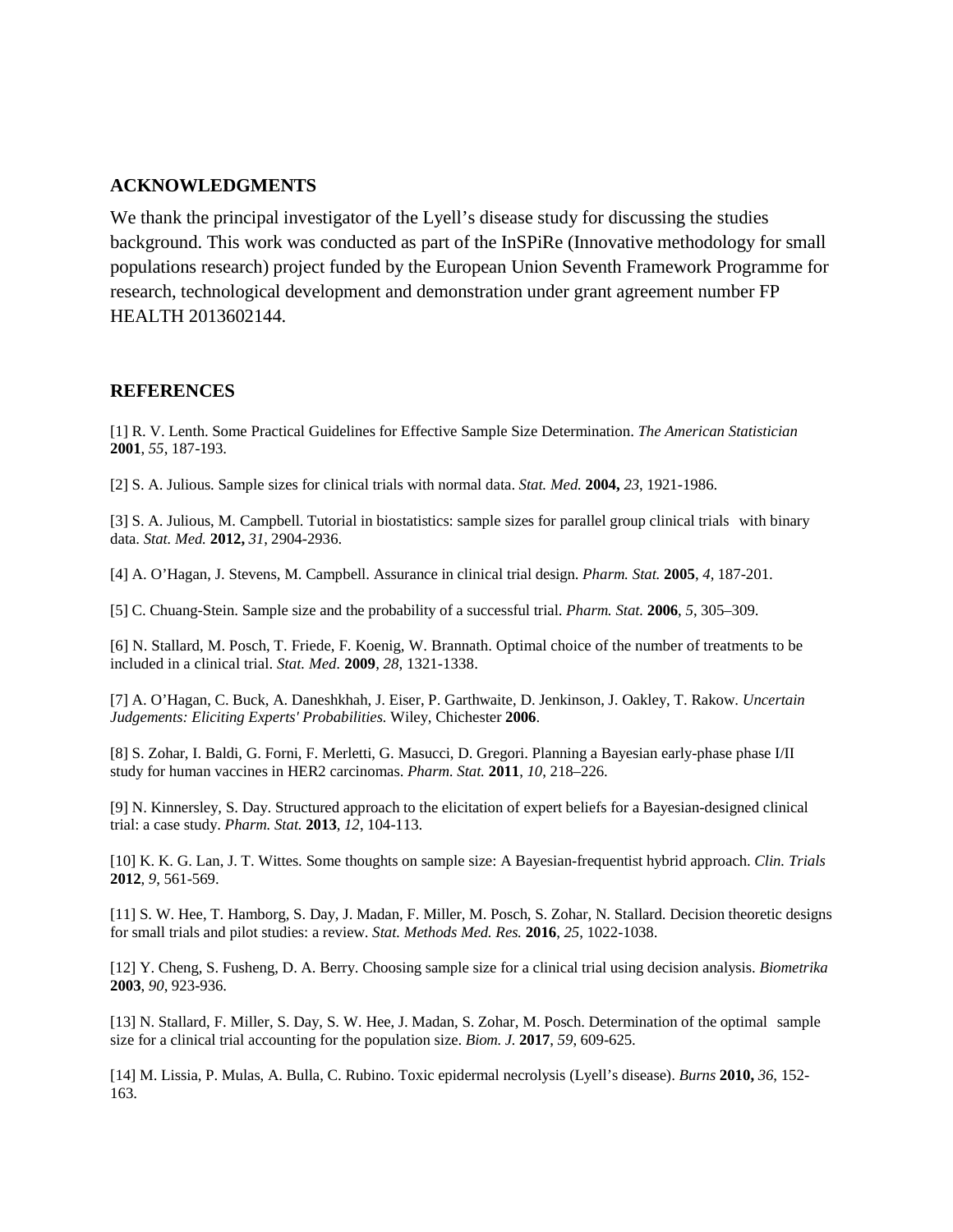## ACKNOWLEDGMENTS

We thank the principal investigator of the Lyell's disease study for discussing the studies background. This work was conducted as part of the InSPiRe (Innovative methodology for small populations research) project funded by the European Union Seventh Framework Programme for research, technological development and demonstration under grant agreement number FP HEALTH 2013602144.

## REFERENCES

[1] R. V. Lenth. Some Practical Guidelines for Effective Sample Size Determination. *The American Statistician* **2001**, *55*, 187-193.

[2] S. A. Julious. Sample sizes for clinical trials with normal data. *Stat. Med.* **2004,** *23*, 1921-1986.

[3] S. A. Julious, M. Campbell. Tutorial in biostatistics: sample sizes for parallel group clinical trials with binary data. *Stat. Med.* **2012,** *31*, 2904-2936.

[4] A. O'Hagan, J. Stevens, M. Campbell. Assurance in clinical trial design. *Pharm. Stat.* **2005**, *4*, 187-201.

[5] C. Chuang-Stein. Sample size and the probability of a successful trial. *Pharm. Stat.* **2006**, *5*, 305–309.

[6] N. Stallard, M. Posch, T. Friede, F. Koenig, W. Brannath. Optimal choice of the number of treatments to be included in a clinical trial. *Stat. Med.* **2009**, *28*, 1321-1338.

[7] A. O'Hagan, C. Buck, A. Daneshkhah, J. Eiser, P. Garthwaite, D. Jenkinson, J. Oakley, T. Rakow. *Uncertain Judgements: Eliciting Experts' Probabilities.* Wiley, Chichester **2006**.

[8] S. Zohar, I. Baldi, G. Forni, F. Merletti, G. Masucci, D. Gregori. Planning a Bayesian early-phase phase I/II study for human vaccines in HER2 carcinomas. *Pharm. Stat.* **2011**, *10*, 218–226.

[9] N. Kinnersley, S. Day. Structured approach to the elicitation of expert beliefs for a Bayesian-designed clinical trial: a case study. *Pharm. Stat.* **2013**, *12*, 104-113.

[10] K. K. G. Lan, J. T. Wittes. Some thoughts on sample size: A Bayesian-frequentist hybrid approach. *Clin. Trials* **2012**, *9*, 561-569.

[11] S. W. Hee, T. Hamborg, S. Day, J. Madan, F. Miller, M. Posch, S. Zohar, N. Stallard. Decision theoretic designs for small trials and pilot studies: a review. *Stat. Methods Med. Res.* **2016**, *25*, 1022-1038.

[12] Y. Cheng, S. Fusheng, D. A. Berry. Choosing sample size for a clinical trial using decision analysis. *Biometrika* **2003**, *90*, 923-936.

[13] N. Stallard, F. Miller, S. Day, S. W. Hee, J. Madan, S. Zohar, M. Posch. Determination of the optimal sample size for a clinical trial accounting for the population size. *Biom. J.* **2017**, *59*, 609-625.

[14] M. Lissia, P. Mulas, A. Bulla, C. Rubino. Toxic epidermal necrolysis (Lyell's disease). *Burns* **2010,** *36*, 152-163.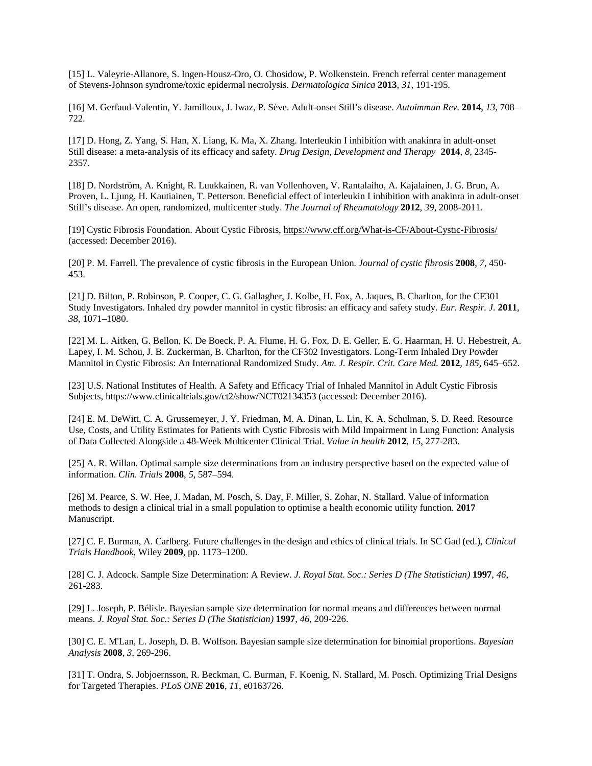[15] L. Valeyrie-Allanore, S. Ingen-Housz-Oro, O. Chosidow, P. Wolkenstein. French referral center management of Stevens-Johnson syndrome/toxic epidermal necrolysis. *Dermatologica Sinica* **2013**, *31*, 191-195.

[16] M. Gerfaud-Valentin, Y. Jamilloux, J. Iwaz, P. Sève. Adult-onset Still's disease. *Autoimmun Rev.* **2014**, *13*, 708–722.

[17] D. Hong, Z. Yang, S. Han, X. Liang, K. Ma, X. Zhang. Interleukin I inhibition with anakinra in adult-onset Still disease: a meta-analysis of its efficacy and safety. *Drug Design, Development and Therapy* **2014**, *8*, 2345-2357.

[18] D. Nordström, A. Knight, R. Luukkainen, R. van Vollenhoven, V. Rantalaiho, A. Kajalainen, J. G. Brun, A. Proven, L. Ljung, H. Kautiainen, T. Petterson. Beneficial effect of interleukin I inhibition with anakinra in adult-onset Still's disease. An open, randomized, multicenter study. *The Journal of Rheumatology* **2012**, *39*, 2008-2011.

[19] Cystic Fibrosis Foundation. About Cystic Fibrosis, https://www.cff.org/What-is-CF/About-Cystic-Fibrosis/ (accessed: December 2016).

[20] P. M. Farrell. The prevalence of cystic fibrosis in the European Union. *Journal of cystic fibrosis* **2008**, *7*, 450-453.

[21] D. Bilton, P. Robinson, P. Cooper, C. G. Gallagher, J. Kolbe, H. Fox, A. Jaques, B. Charlton, for the CF301 Study Investigators. Inhaled dry powder mannitol in cystic fibrosis: an efficacy and safety study. *Eur. Respir. J.* **2011**, *38*, 1071–1080.

[22] M. L. Aitken, G. Bellon, K. De Boeck, P. A. Flume, H. G. Fox, D. E. Geller, E. G. Haarman, H. U. Hebestreit, A. Lapey, I. M. Schou, J. B. Zuckerman, B. Charlton, for the CF302 Investigators. Long-Term Inhaled Dry Powder Mannitol in Cystic Fibrosis: An International Randomized Study. *Am. J. Respir. Crit. Care Med.* **2012**, *185*, 645–652.

[23] U.S. National Institutes of Health. A Safety and Efficacy Trial of Inhaled Mannitol in Adult Cystic Fibrosis Subjects, https://www.clinicaltrials.gov/ct2/show/NCT02134353 (accessed: December 2016).

[24] E. M. DeWitt, C. A. Grussemeyer, J. Y. Friedman, M. A. Dinan, L. Lin, K. A. Schulman, S. D. Reed. Resource Use, Costs, and Utility Estimates for Patients with Cystic Fibrosis with Mild Impairment in Lung Function: Analysis of Data Collected Alongside a 48-Week Multicenter Clinical Trial. *Value in health* **2012**, *15*, 277-283.

[25] A. R. Willan. Optimal sample size determinations from an industry perspective based on the expected value of information. *Clin. Trials* **2008**, *5*, 587–594.

[26] M. Pearce, S. W. Hee, J. Madan, M. Posch, S. Day, F. Miller, S. Zohar, N. Stallard. Value of information methods to design a clinical trial in a small population to optimise a health economic utility function. **2017** Manuscript.

[27] C. F. Burman, A. Carlberg. Future challenges in the design and ethics of clinical trials. In SC Gad (ed.), *Clinical Trials Handbook*, Wiley **2009**, pp. 1173–1200.

[28] C. J. Adcock. Sample Size Determination: A Review. *J. Royal Stat. Soc.: Series D (The Statistician)* **1997**, *46*, 261-283.

[29] L. Joseph, P. Bélisle. Bayesian sample size determination for normal means and differences between normal means. *J. Royal Stat. Soc.: Series D (The Statistician)* **1997**, *46*, 209-226.

[30] C. E. M'Lan, L. Joseph, D. B. Wolfson. Bayesian sample size determination for binomial proportions. *Bayesian Analysis* **2008**, *3*, 269-296.

[31] T. Ondra, S. Jobjoernsson, R. Beckman, C. Burman, F. Koenig, N. Stallard, M. Posch. Optimizing Trial Designs for Targeted Therapies. *PLoS ONE* **2016**, *11*, e0163726.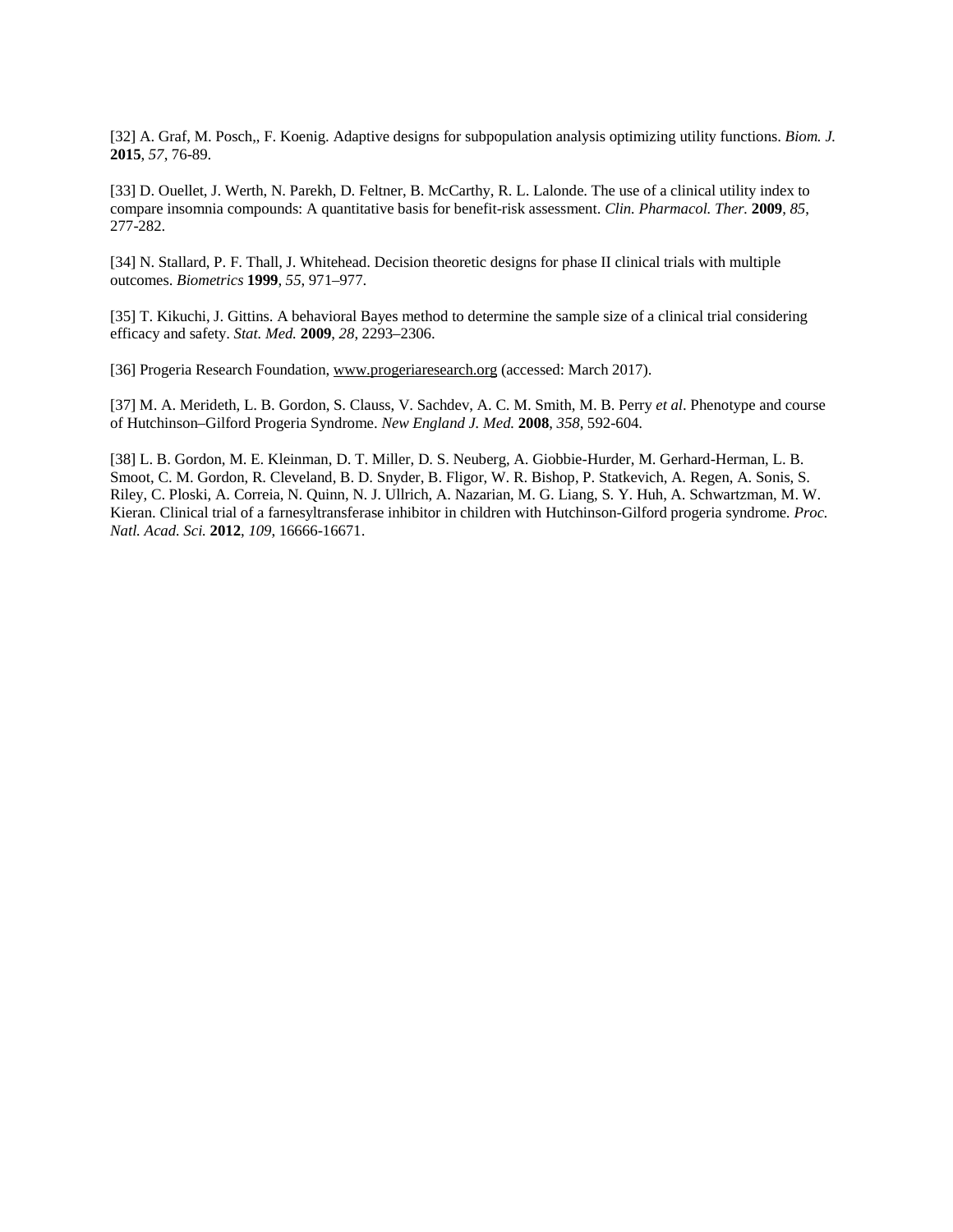[32] A. Graf, M. Posch,, F. Koenig. Adaptive designs for subpopulation analysis optimizing utility functions. *Biom. J.* **2015**, *57*, 76-89.

[33] D. Ouellet, J. Werth, N. Parekh, D. Feltner, B. McCarthy, R. L. Lalonde. The use of a clinical utility index to compare insomnia compounds: A quantitative basis for benefit-risk assessment. *Clin. Pharmacol. Ther.* **2009**, *85*, 277-282.

[34] N. Stallard, P. F. Thall, J. Whitehead. Decision theoretic designs for phase II clinical trials with multiple outcomes. *Biometrics* **1999**, *55*, 971–977.

[35] T. Kikuchi, J. Gittins. A behavioral Bayes method to determine the sample size of a clinical trial considering efficacy and safety. *Stat. Med.* **2009**, *28*, 2293–2306.

[36] Progeria Research Foundation, www.progeriaresearch.org (accessed: March 2017).

[37] M. A. Merideth, L. B. Gordon, S. Clauss, V. Sachdev, A. C. M. Smith, M. B. Perry *et al*. Phenotype and course of Hutchinson–Gilford Progeria Syndrome. *New England J. Med.* **2008**, *358*, 592-604.

[38] L. B. Gordon, M. E. Kleinman, D. T. Miller, D. S. Neuberg, A. Giobbie-Hurder, M. Gerhard-Herman, L. B. Smoot, C. M. Gordon, R. Cleveland, B. D. Snyder, B. Fligor, W. R. Bishop, P. Statkevich, A. Regen, A. Sonis, S. Riley, C. Ploski, A. Correia, N. Quinn, N. J. Ullrich, A. Nazarian, M. G. Liang, S. Y. Huh, A. Schwartzman, M. W. Kieran. Clinical trial of a farnesyltransferase inhibitor in children with Hutchinson-Gilford progeria syndrome. *Proc. Natl. Acad. Sci.* **2012**, *109*, 16666-16671.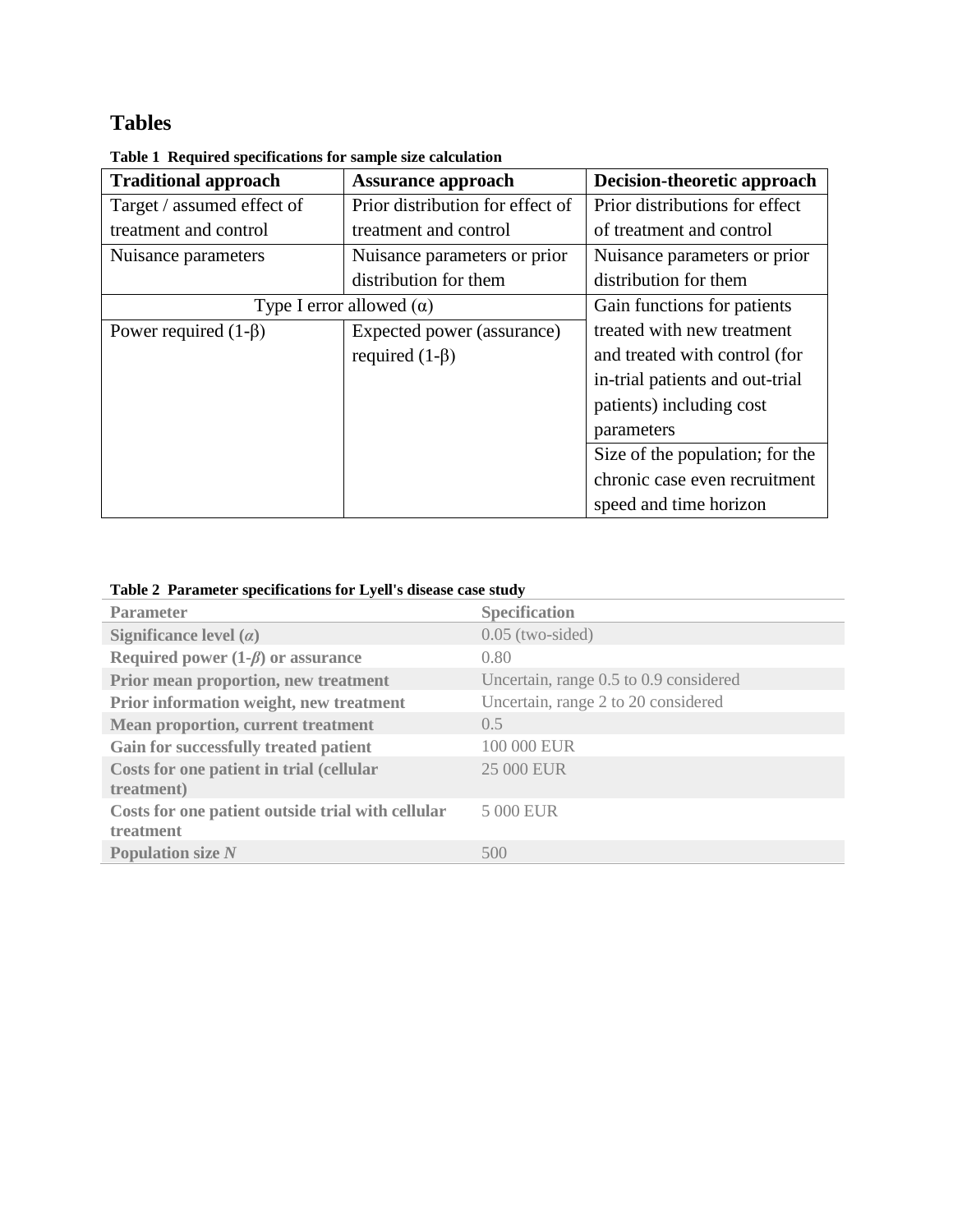# Tables

**Table 1 Required specifications for sample size calculation**

| Traditional approach | Assurance approach | Decision-theoretic approach |
|---|---|---|
| Target / assumed effect of treatment and control | Prior distribution for effect of treatment and control | Prior distributions for effect of treatment and control |
| Nuisance parameters | Nuisance parameters or prior distribution for them | Nuisance parameters or prior distribution for them |
| Type I error allowed (α) | | Gain functions for patients treated with new treatment and treated with control (for in-trial patients and out-trial patients) including cost parameters |
| Power required (1-β) | Expected power (assurance) required (1-β) | |
| | | Size of the population; for the chronic case even recruitment speed and time horizon |

**Table 2 Parameter specifications for Lyell's disease case study**

| Parameter | Specification |
|---|---|
| **Significance level (*α*)** | 0.05 (two-sided) |
| **Required power (1-*β*) or assurance** | 0.80 |
| **Prior mean proportion, new treatment** | Uncertain, range 0.5 to 0.9 considered |
| **Prior information weight, new treatment** | Uncertain, range 2 to 20 considered |
| **Mean proportion, current treatment** | 0.5 |
| **Gain for successfully treated patient** | 100 000 EUR |
| **Costs for one patient in trial (cellular treatment)** | 25 000 EUR |
| **Costs for one patient outside trial with cellular treatment** | 5 000 EUR |
| **Population size *N*** | 500 |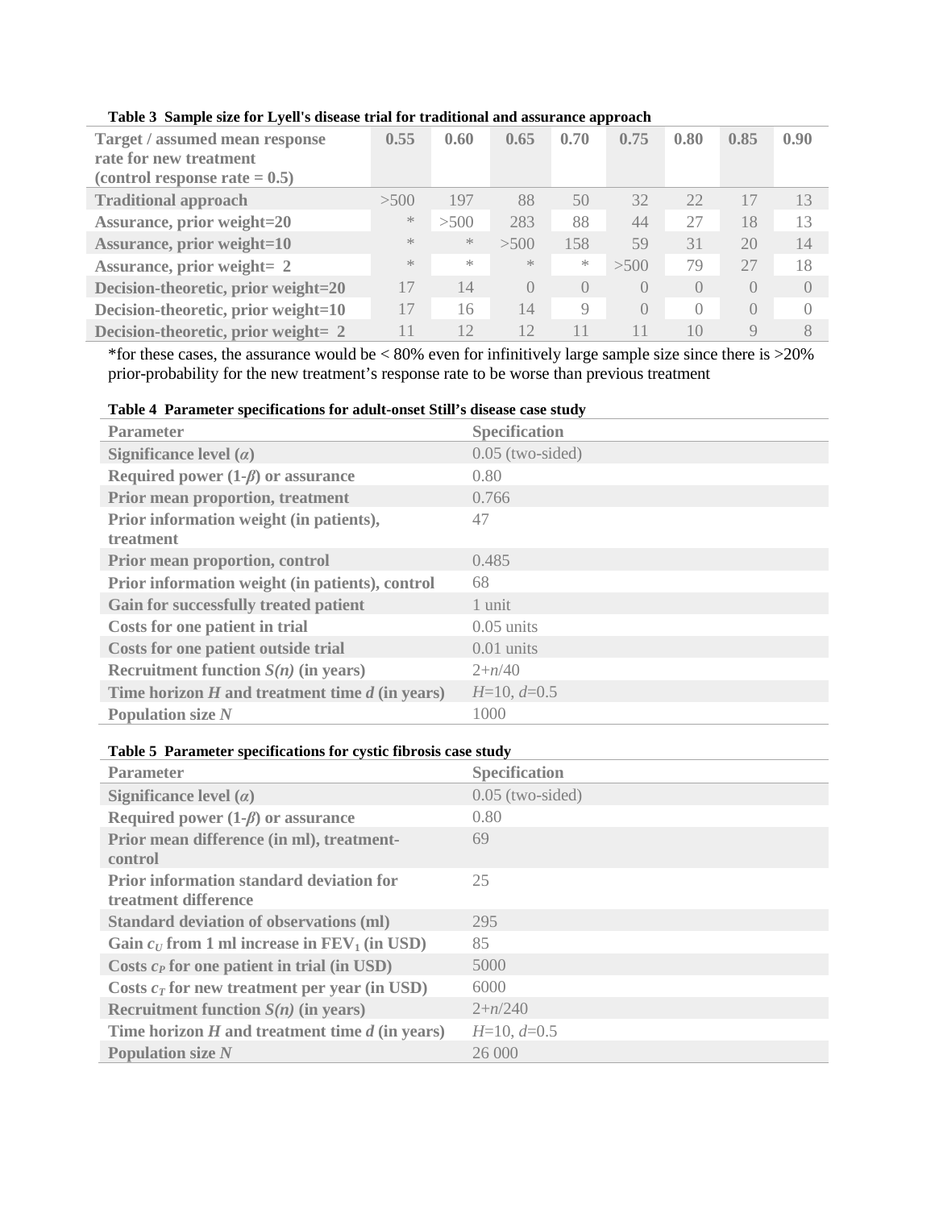**Table 3 Sample size for Lyell's disease trial for traditional and assurance approach**

| Target / assumed mean response rate for new treatment (control response rate = 0.5) | 0.55 | 0.60 | 0.65 | 0.70 | 0.75 | 0.80 | 0.85 | 0.90 |
|---|---|---|---|---|---|---|---|---|
| Traditional approach | >500 | 197 | 88 | 50 | 32 | 22 | 17 | 13 |
| Assurance, prior weight=20 | * | >500 | 283 | 88 | 44 | 27 | 18 | 13 |
| Assurance, prior weight=10 | * | * | >500 | 158 | 59 | 31 | 20 | 14 |
| Assurance, prior weight= 2 | * | * | * | * | >500 | 79 | 27 | 18 |
| Decision-theoretic, prior weight=20 | 17 | 14 | 0 | 0 | 0 | 0 | 0 | 0 |
| Decision-theoretic, prior weight=10 | 17 | 16 | 14 | 9 | 0 | 0 | 0 | 0 |
| Decision-theoretic, prior weight= 2 | 11 | 12 | 12 | 11 | 11 | 10 | 9 | 8 |

*for these cases, the assurance would be < 80% even for infinitively large sample size since there is >20% prior-probability for the new treatment's response rate to be worse than previous treatment

**Table 4 Parameter specifications for adult-onset Still's disease case study**

| Parameter | Specification |
|---|---|
| Significance level ($\alpha$) | 0.05 (two-sided) |
| Required power ($1-\beta$) or assurance | 0.80 |
| Prior mean proportion, treatment | 0.766 |
| Prior information weight (in patients), treatment | 47 |
| Prior mean proportion, control | 0.485 |
| Prior information weight (in patients), control | 68 |
| Gain for successfully treated patient | 1 unit |
| Costs for one patient in trial | 0.05 units |
| Costs for one patient outside trial | 0.01 units |
| Recruitment function $S(n)$ (in years) | $2+n/40$ |
| Time horizon $H$ and treatment time $d$ (in years) | $H$=10, $d$=0.5 |
| Population size $N$ | 1000 |

**Table 5 Parameter specifications for cystic fibrosis case study**

| Parameter | Specification |
|---|---|
| Significance level ($\alpha$) | 0.05 (two-sided) |
| Required power ($1-\beta$) or assurance | 0.80 |
| Prior mean difference (in ml), treatment-control | 69 |
| Prior information standard deviation for treatment difference | 25 |
| Standard deviation of observations (ml) | 295 |
| Gain $c_U$ from 1 ml increase in $FEV_1$ (in USD) | 85 |
| Costs $c_P$ for one patient in trial (in USD) | 5000 |
| Costs $c_T$ for new treatment per year (in USD) | 6000 |
| Recruitment function $S(n)$ (in years) | $2+n/240$ |
| Time horizon $H$ and treatment time $d$ (in years) | $H$=10, $d$=0.5 |
| Population size $N$ | 26 000 |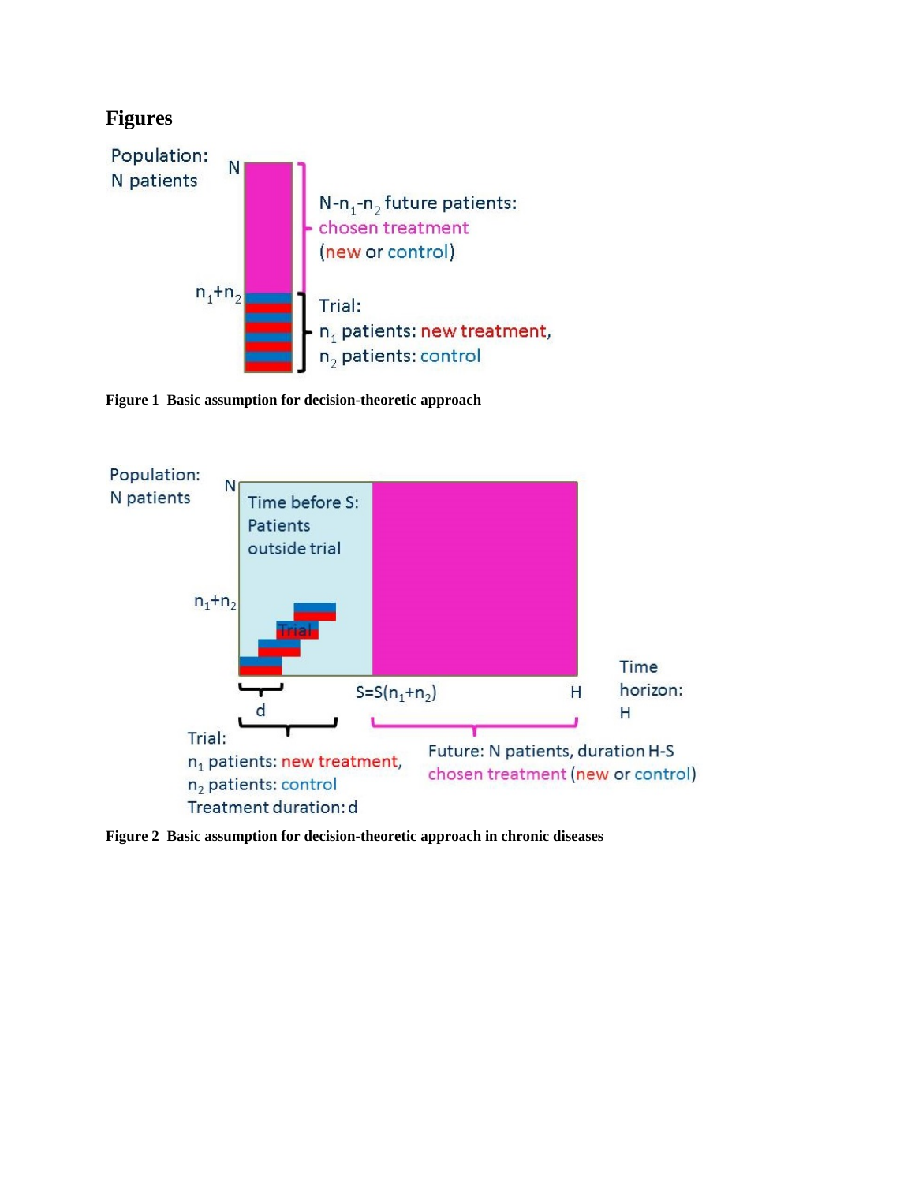# Figures

Figure 1 Basic assumption for decision-theoretic approach

Figure 2 Basic assumption for decision-theoretic approach in chronic diseases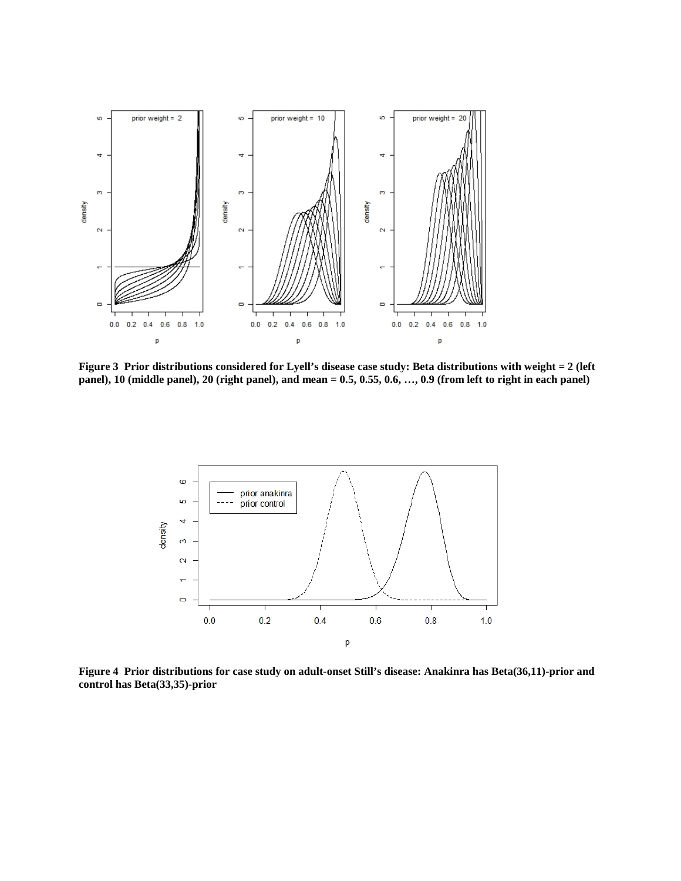**Figure 3 Prior distributions considered for Lyell's disease case study: Beta distributions with weight = 2 (left panel), 10 (middle panel), 20 (right panel), and mean = 0.5, 0.55, 0.6, …, 0.9 (from left to right in each panel)**

**Figure 4 Prior distributions for case study on adult-onset Still's disease: Anakinra has Beta(36,11)-prior and control has Beta(33,35)-prior**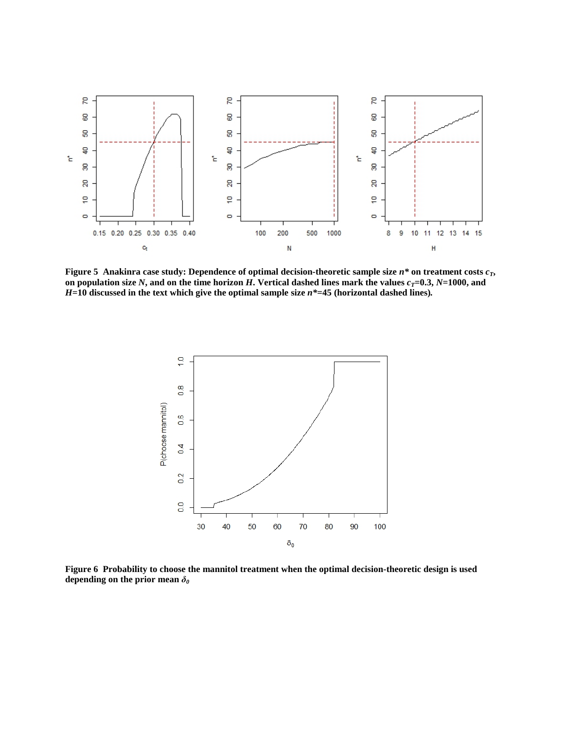**Figure 5 Anakinra case study: Dependence of optimal decision-theoretic sample size $n^*$ on treatment costs $c_T$, on population size $N$, and on the time horizon $H$. Vertical dashed lines mark the values $c_T$=0.3, $N$=1000, and $H$=10 discussed in the text which give the optimal sample size $n^*$=45 (horizontal dashed lines).**

**Figure 6 Probability to choose the mannitol treatment when the optimal decision-theoretic design is used depending on the prior mean $\delta_0$**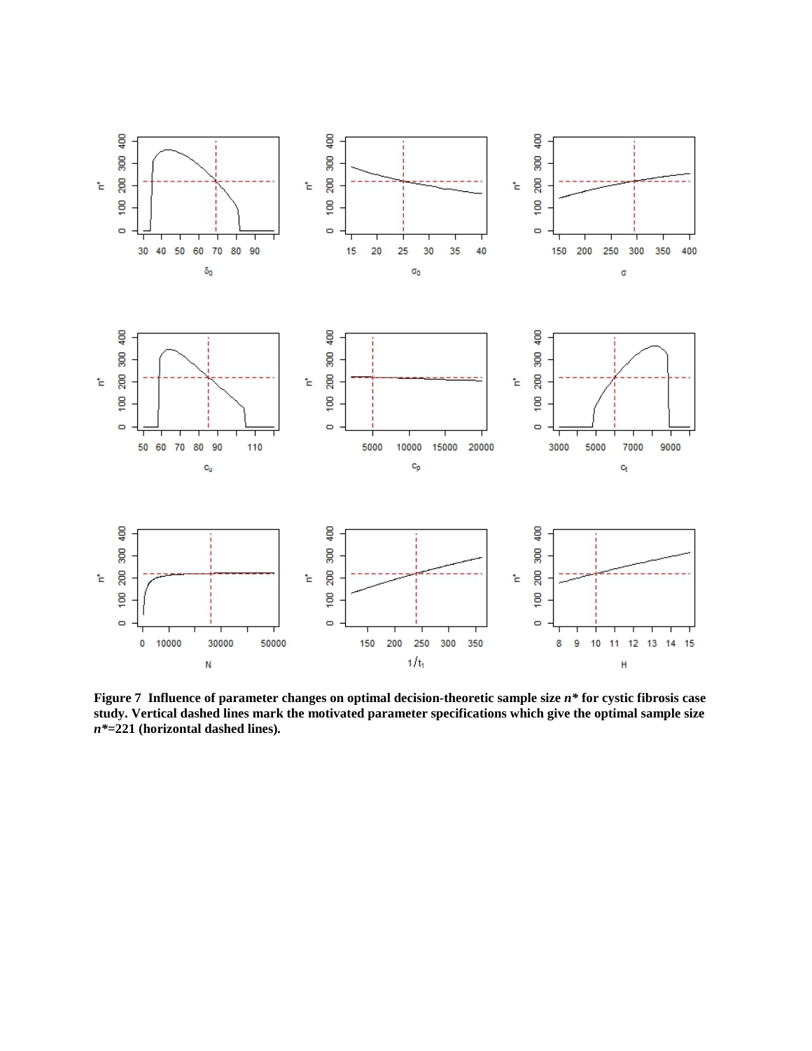**Figure 7 Influence of parameter changes on optimal decision-theoretic sample size $n^*$ for cystic fibrosis case study. Vertical dashed lines mark the motivated parameter specifications which give the optimal sample size $n^*$=221 (horizontal dashed lines).**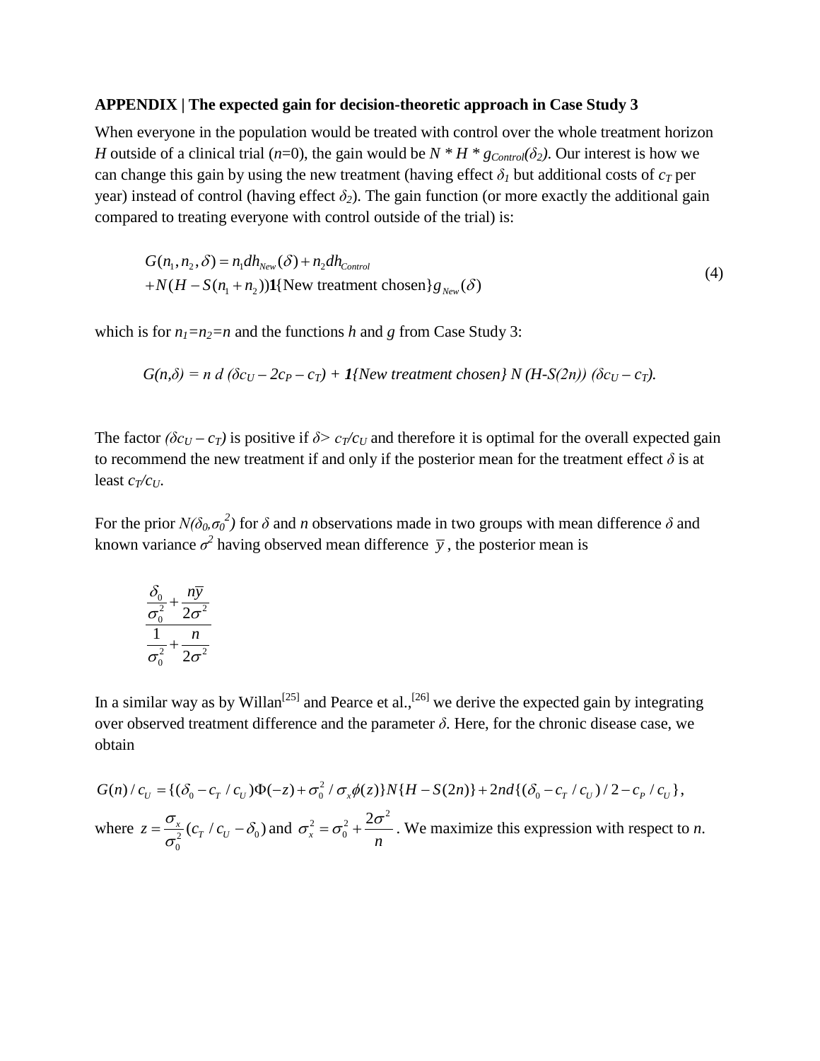**APPENDIX | The expected gain for decision-theoretic approach in Case Study 3**

When everyone in the population would be treated with control over the whole treatment horizon $H$ outside of a clinical trial ($n$=0), the gain would be $N * H * g_{Control}(\delta_2)$. Our interest is how we can change this gain by using the new treatment (having effect $\delta_1$ but additional costs of $c_T$ per year) instead of control (having effect $\delta_2$). The gain function (or more exactly the additional gain compared to treating everyone with control outside of the trial) is:

$$
\begin{aligned}
G(n_1, n_2, \delta) &= n_1 d h_{New}(\delta) + n_2 d h_{Control} \\
&+ N(H - S(n_1 + n_2))\mathbf{1}\{\text{New treatment chosen}\} g_{New}(\delta)
\end{aligned}
\tag{4}
$$

which is for $n_1=n_2=n$ and the functions $h$ and $g$ from Case Study 3:

$$
G(n,\delta) = n\, d\, (\delta c_U - 2c_P - c_T) + \mathbf{1}\{\text{New treatment chosen}\}\, N\, (H - S(2n))\, (\delta c_U - c_T).
$$

The factor $(\delta c_U - c_T)$ is positive if $\delta > c_T/c_U$ and therefore it is optimal for the overall expected gain to recommend the new treatment if and only if the posterior mean for the treatment effect $\delta$ is at least $c_T/c_U$.

For the prior $N(\delta_0,\sigma_0^2)$ for $\delta$ and $n$ observations made in two groups with mean difference $\delta$ and known variance $\sigma^2$ having observed mean difference $\bar{y}$, the posterior mean is

$$
\frac{\dfrac{\delta_0}{\sigma_0^2} + \dfrac{n\bar{y}}{2\sigma^2}}{\dfrac{1}{\sigma_0^2} + \dfrac{n}{2\sigma^2}}
$$

In a similar way as by Willan[25] and Pearce et al.,[26] we derive the expected gain by integrating over observed treatment difference and the parameter $\delta$. Here, for the chronic disease case, we obtain

$$
G(n)/c_U = \{(\delta_0 - c_T/c_U)\Phi(-z) + \sigma_0^2/\sigma_x \phi(z)\} N\{H - S(2n)\} + 2nd\{(\delta_0 - c_T/c_U)/2 - c_P/c_U\},
$$

where $z = \dfrac{\sigma_x}{\sigma_0^2}(c_T/c_U - \delta_0)$ and $\sigma_x^2 = \sigma_0^2 + \dfrac{2\sigma^2}{n}$. We maximize this expression with respect to $n$.